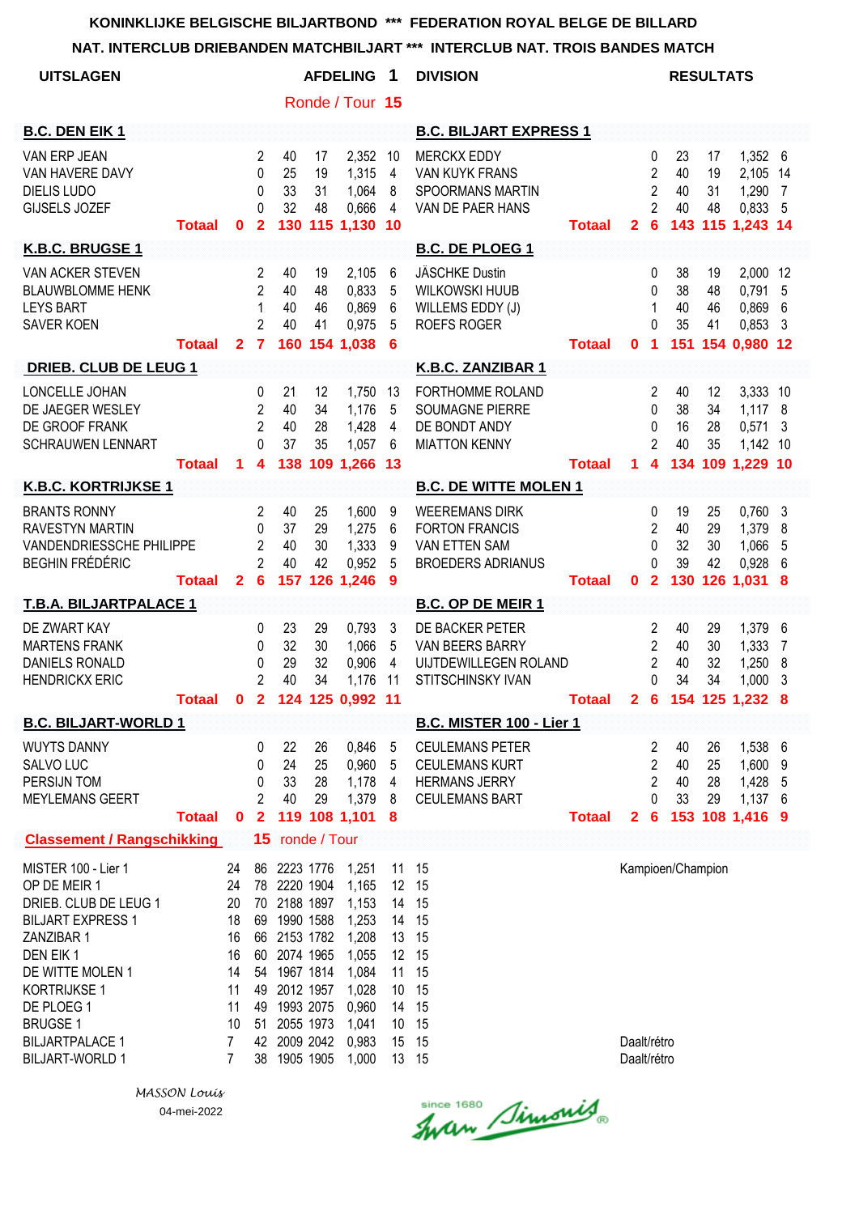KONINKLIJKE BELGISCHE BILJARTBOND *** FEDERATION ROYAL BELGE DE BILLARD

NAT. INTERCLUB DRIEBANDEN MATCHBILJART *** INTERCLUB NAT. TROIS BANDES MATCH

**UITSLAGEN** — **AFDELING 1** — **DIVISION** — **RESULTATS**

Ronde / Tour **15**

| B.C. DEN EIK 1 | | | | | | | | B.C. BILJART EXPRESS 1 | | | | | | | |
|---|---|---|---|---|---|---|---|---|---|---|---|---|---|---|---|
| VAN ERP JEAN | | 2 | 40 | 17 | 2,352 | 10 | | MERCKX EDDY | | 0 | 23 | 17 | 1,352 | 6 | |
| VAN HAVERE DAVY | | 0 | 25 | 19 | 1,315 | 4 | | VAN KUYK FRANS | | 2 | 40 | 19 | 2,105 | 14 | |
| DIELIS LUDO | | 0 | 33 | 31 | 1,064 | 8 | | SPOORMANS MARTIN | | 2 | 40 | 31 | 1,290 | 7 | |
| GIJSELS JOZEF | | 0 | 32 | 48 | 0,666 | 4 | | VAN DE PAER HANS | | 2 | 40 | 48 | 0,833 | 5 | |
| **Totaal** | **0** | **2** | **130** | **115** | **1,130** | **10** | | **Totaal** | **2** | **6** | **143** | **115** | **1,243** | **14** | |

| K.B.C. BRUGSE 1 | | | | | | | | B.C. DE PLOEG 1 | | | | | | | |
|---|---|---|---|---|---|---|---|---|---|---|---|---|---|---|---|
| VAN ACKER STEVEN | | 2 | 40 | 19 | 2,105 | 6 | | JÄSCHKE Dustin | | 0 | 38 | 19 | 2,000 | 12 | |
| BLAUWBLOMME HENK | | 2 | 40 | 48 | 0,833 | 5 | | WILKOWSKI HUUB | | 0 | 38 | 48 | 0,791 | 5 | |
| LEYS BART | | 1 | 40 | 46 | 0,869 | 6 | | WILLEMS EDDY (J) | | 1 | 40 | 46 | 0,869 | 6 | |
| SAVER KOEN | | 2 | 40 | 41 | 0,975 | 5 | | ROEFS ROGER | | 0 | 35 | 41 | 0,853 | 3 | |
| **Totaal** | **2** | **7** | **160** | **154** | **1,038** | **6** | | **Totaal** | **0** | **1** | **151** | **154** | **0,980** | **12** | |

| DRIEB. CLUB DE LEUG 1 | | | | | | | | K.B.C. ZANZIBAR 1 | | | | | | | |
|---|---|---|---|---|---|---|---|---|---|---|---|---|---|---|---|
| LONCELLE JOHAN | | 0 | 21 | 12 | 1,750 | 13 | | FORTHOMME ROLAND | | 2 | 40 | 12 | 3,333 | 10 | |
| DE JAEGER WESLEY | | 2 | 40 | 34 | 1,176 | 5 | | SOUMAGNE PIERRE | | 0 | 38 | 34 | 1,117 | 8 | |
| DE GROOF FRANK | | 2 | 40 | 28 | 1,428 | 4 | | DE BONDT ANDY | | 0 | 16 | 28 | 0,571 | 3 | |
| SCHRAUWEN LENNART | | 0 | 37 | 35 | 1,057 | 6 | | MIATTON KENNY | | 2 | 40 | 35 | 1,142 | 10 | |
| **Totaal** | **1** | **4** | **138** | **109** | **1,266** | **13** | | **Totaal** | **1** | **4** | **134** | **109** | **1,229** | **10** | |

| K.B.C. KORTRIJKSE 1 | | | | | | | | B.C. DE WITTE MOLEN 1 | | | | | | | |
|---|---|---|---|---|---|---|---|---|---|---|---|---|---|---|---|
| BRANTS RONNY | | 2 | 40 | 25 | 1,600 | 9 | | WEEREMANS DIRK | | 0 | 19 | 25 | 0,760 | 3 | |
| RAVESTYN MARTIN | | 0 | 37 | 29 | 1,275 | 6 | | FORTON FRANCIS | | 2 | 40 | 29 | 1,379 | 8 | |
| VANDENDRIESSCHE PHILIPPE | | 2 | 40 | 30 | 1,333 | 9 | | VAN ETTEN SAM | | 0 | 32 | 30 | 1,066 | 5 | |
| BEGHIN FRÉDÉRIC | | 2 | 40 | 42 | 0,952 | 5 | | BROEDERS ADRIANUS | | 0 | 39 | 42 | 0,928 | 6 | |
| **Totaal** | **2** | **6** | **157** | **126** | **1,246** | **9** | | **Totaal** | **0** | **2** | **130** | **126** | **1,031** | **8** | |

| T.B.A. BILJARTPALACE 1 | | | | | | | | B.C. OP DE MEIR 1 | | | | | | | |
|---|---|---|---|---|---|---|---|---|---|---|---|---|---|---|---|
| DE ZWART KAY | | 0 | 23 | 29 | 0,793 | 3 | | DE BACKER PETER | | 2 | 40 | 29 | 1,379 | 6 | |
| MARTENS FRANK | | 0 | 32 | 30 | 1,066 | 5 | | VAN BEERS BARRY | | 2 | 40 | 30 | 1,333 | 7 | |
| DANIELS RONALD | | 0 | 29 | 32 | 0,906 | 4 | | UIJTDEWILLEGEN ROLAND | | 2 | 40 | 32 | 1,250 | 8 | |
| HENDRICKX ERIC | | 2 | 40 | 34 | 1,176 | 11 | | STITSCHINSKY IVAN | | 0 | 34 | 34 | 1,000 | 3 | |
| **Totaal** | **0** | **2** | **124** | **125** | **0,992** | **11** | | **Totaal** | **2** | **6** | **154** | **125** | **1,232** | **8** | |

| B.C. BILJART-WORLD 1 | | | | | | | | B.C. MISTER 100 - Lier 1 | | | | | | | |
|---|---|---|---|---|---|---|---|---|---|---|---|---|---|---|---|
| WUYTS DANNY | | 0 | 22 | 26 | 0,846 | 5 | | CEULEMANS PETER | | 2 | 40 | 26 | 1,538 | 6 | |
| SALVO LUC | | 0 | 24 | 25 | 0,960 | 5 | | CEULEMANS KURT | | 2 | 40 | 25 | 1,600 | 9 | |
| PERSIJN TOM | | 0 | 33 | 28 | 1,178 | 4 | | HERMANS JERRY | | 2 | 40 | 28 | 1,428 | 5 | |
| MEYLEMANS GEERT | | 2 | 40 | 29 | 1,379 | 8 | | CEULEMANS BART | | 0 | 33 | 29 | 1,137 | 6 | |
| **Totaal** | **0** | **2** | **119** | **108** | **1,101** | **8** | | **Totaal** | **2** | **6** | **153** | **108** | **1,416** | **9** | |

**Classement / Rangschikking** — **15** ronde / Tour

| | | | | | | | | |
|---|---|---|---|---|---|---|---|---|
| MISTER 100 - Lier 1 | 24 | 86 | 2223 | 1776 | 1,251 | 11 | 15 | Kampioen/Champion |
| OP DE MEIR 1 | 24 | 78 | 2220 | 1904 | 1,165 | 12 | 15 | |
| DRIEB. CLUB DE LEUG 1 | 20 | 70 | 2188 | 1897 | 1,153 | 14 | 15 | |
| BILJART EXPRESS 1 | 18 | 69 | 1990 | 1588 | 1,253 | 14 | 15 | |
| ZANZIBAR 1 | 16 | 66 | 2153 | 1782 | 1,208 | 13 | 15 | |
| DEN EIK 1 | 16 | 60 | 2074 | 1965 | 1,055 | 12 | 15 | |
| DE WITTE MOLEN 1 | 14 | 54 | 1967 | 1814 | 1,084 | 11 | 15 | |
| KORTRIJKSE 1 | 11 | 49 | 2012 | 1957 | 1,028 | 10 | 15 | |
| DE PLOEG 1 | 11 | 49 | 1993 | 2075 | 0,960 | 14 | 15 | |
| BRUGSE 1 | 10 | 51 | 2055 | 1973 | 1,041 | 10 | 15 | |
| BILJARTPALACE 1 | 7 | 42 | 2009 | 2042 | 0,983 | 15 | 15 | Daalt/rétro |
| BILJART-WORLD 1 | 7 | 38 | 1905 | 1905 | 1,000 | 13 | 15 | Daalt/rétro |

*MASSON Louis*

04-mei-2022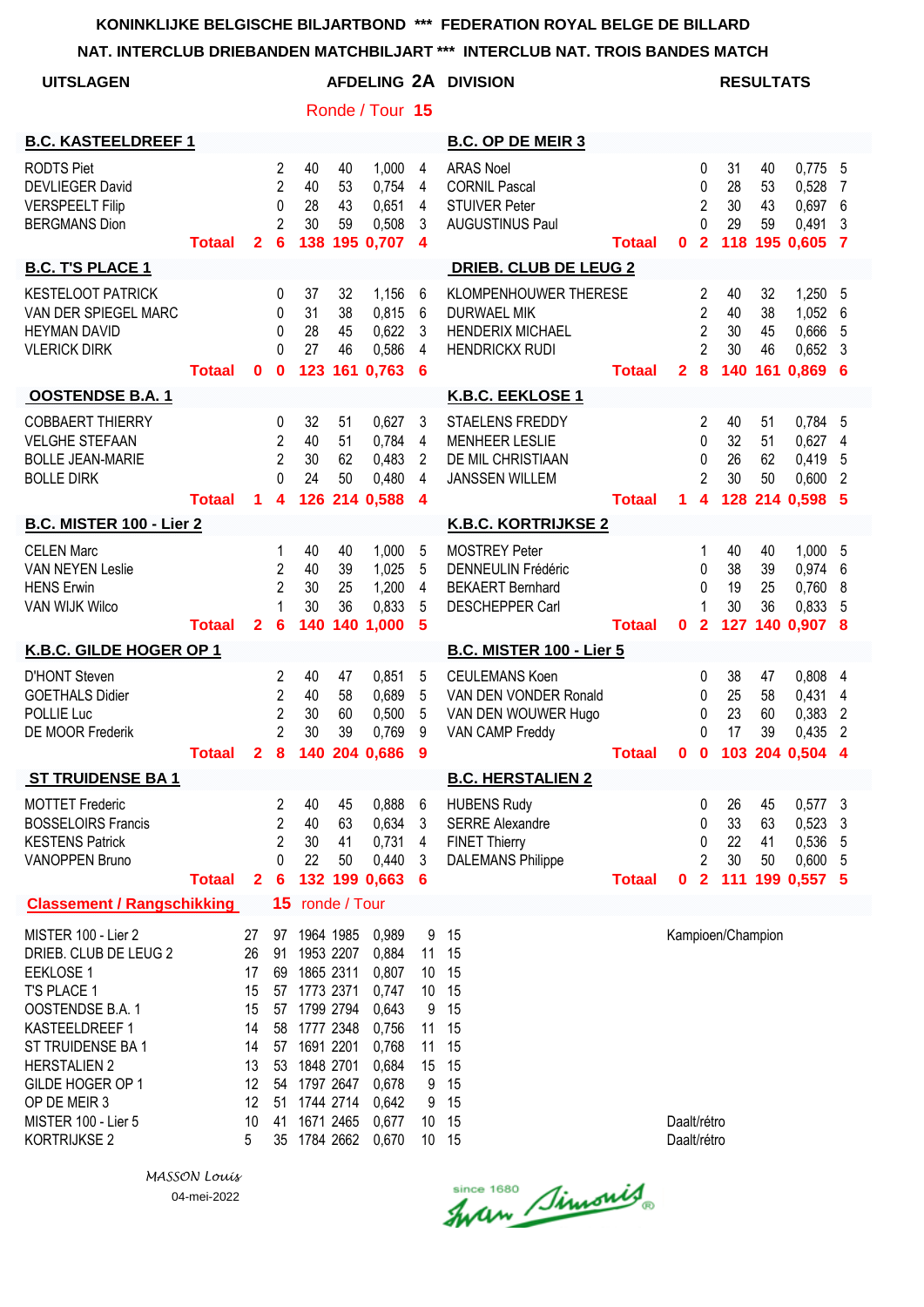KONINKLIJKE BELGISCHE BILJARTBOND *** FEDERATION ROYAL BELGE DE BILLARD

NAT. INTERCLUB DRIEBANDEN MATCHBILJART *** INTERCLUB NAT. TROIS BANDES MATCH

**UITSLAGEN** — **AFDELING 2A DIVISION** — **RESULTATS**

Ronde / Tour **15**

| B.C. KASTEELDREEF 1 | | | | | | | B.C. OP DE MEIR 3 | | | | | | |
|---|---|---|---|---|---|---|---|---|---|---|---|---|---|
| RODTS Piet | | 2 | 40 | 40 | 1,000 | 4 | ARAS Noel | | 0 | 31 | 40 | 0,775 | 5 |
| DEVLIEGER David | | 2 | 40 | 53 | 0,754 | 4 | CORNIL Pascal | | 0 | 28 | 53 | 0,528 | 7 |
| VERSPEELT Filip | | 0 | 28 | 43 | 0,651 | 4 | STUIVER Peter | | 2 | 30 | 43 | 0,697 | 6 |
| BERGMANS Dion | | 2 | 30 | 59 | 0,508 | 3 | AUGUSTINUS Paul | | 0 | 29 | 59 | 0,491 | 3 |
| **Totaal** | **2** | **6** | **138** | **195** | **0,707** | **4** | **Totaal** | **0** | **2** | **118** | **195** | **0,605** | **7** |

| B.C. T'S PLACE 1 | | | | | | | DRIEB. CLUB DE LEUG 2 | | | | | | |
|---|---|---|---|---|---|---|---|---|---|---|---|---|---|
| KESTELOOT PATRICK | | 0 | 37 | 32 | 1,156 | 6 | KLOMPENHOUWER THERESE | | 2 | 40 | 32 | 1,250 | 5 |
| VAN DER SPIEGEL MARC | | 0 | 31 | 38 | 0,815 | 6 | DURWAEL MIK | | 2 | 40 | 38 | 1,052 | 6 |
| HEYMAN DAVID | | 0 | 28 | 45 | 0,622 | 3 | HENDERIX MICHAEL | | 2 | 30 | 45 | 0,666 | 5 |
| VLERICK DIRK | | 0 | 27 | 46 | 0,586 | 4 | HENDRICKX RUDI | | 2 | 30 | 46 | 0,652 | 3 |
| **Totaal** | **0** | **0** | **123** | **161** | **0,763** | **6** | **Totaal** | **2** | **8** | **140** | **161** | **0,869** | **6** |

| OOSTENDSE B.A. 1 | | | | | | | K.B.C. EEKLOSE 1 | | | | | | |
|---|---|---|---|---|---|---|---|---|---|---|---|---|---|
| COBBAERT THIERRY | | 0 | 32 | 51 | 0,627 | 3 | STAELENS FREDDY | | 2 | 40 | 51 | 0,784 | 5 |
| VELGHE STEFAAN | | 2 | 40 | 51 | 0,784 | 4 | MENHEER LESLIE | | 0 | 32 | 51 | 0,627 | 4 |
| BOLLE JEAN-MARIE | | 2 | 30 | 62 | 0,483 | 2 | DE MIL CHRISTIAAN | | 0 | 26 | 62 | 0,419 | 5 |
| BOLLE DIRK | | 0 | 24 | 50 | 0,480 | 4 | JANSSEN WILLEM | | 2 | 30 | 50 | 0,600 | 2 |
| **Totaal** | **1** | **4** | **126** | **214** | **0,588** | **4** | **Totaal** | **1** | **4** | **128** | **214** | **0,598** | **5** |

| B.C. MISTER 100 - Lier 2 | | | | | | | K.B.C. KORTRIJKSE 2 | | | | | | |
|---|---|---|---|---|---|---|---|---|---|---|---|---|---|
| CELEN Marc | | 1 | 40 | 40 | 1,000 | 5 | MOSTREY Peter | | 1 | 40 | 40 | 1,000 | 5 |
| VAN NEYEN Leslie | | 2 | 40 | 39 | 1,025 | 5 | DENNEULIN Frédéric | | 0 | 38 | 39 | 0,974 | 6 |
| HENS Erwin | | 2 | 30 | 25 | 1,200 | 4 | BEKAERT Bernhard | | 0 | 19 | 25 | 0,760 | 8 |
| VAN WIJK Wilco | | 1 | 30 | 36 | 0,833 | 5 | DESCHEPPER Carl | | 1 | 30 | 36 | 0,833 | 5 |
| **Totaal** | **2** | **6** | **140** | **140** | **1,000** | **5** | **Totaal** | **0** | **2** | **127** | **140** | **0,907** | **8** |

| K.B.C. GILDE HOGER OP 1 | | | | | | | B.C. MISTER 100 - Lier 5 | | | | | | |
|---|---|---|---|---|---|---|---|---|---|---|---|---|---|
| D'HONT Steven | | 2 | 40 | 47 | 0,851 | 5 | CEULEMANS Koen | | 0 | 38 | 47 | 0,808 | 4 |
| GOETHALS Didier | | 2 | 40 | 58 | 0,689 | 5 | VAN DEN VONDER Ronald | | 0 | 25 | 58 | 0,431 | 4 |
| POLLIE Luc | | 2 | 30 | 60 | 0,500 | 5 | VAN DEN WOUWER Hugo | | 0 | 23 | 60 | 0,383 | 2 |
| DE MOOR Frederik | | 2 | 30 | 39 | 0,769 | 9 | VAN CAMP Freddy | | 0 | 17 | 39 | 0,435 | 2 |
| **Totaal** | **2** | **8** | **140** | **204** | **0,686** | **9** | **Totaal** | **0** | **0** | **103** | **204** | **0,504** | **4** |

| ST TRUIDENSE BA 1 | | | | | | | B.C. HERSTALIEN 2 | | | | | | |
|---|---|---|---|---|---|---|---|---|---|---|---|---|---|
| MOTTET Frederic | | 2 | 40 | 45 | 0,888 | 6 | HUBENS Rudy | | 0 | 26 | 45 | 0,577 | 3 |
| BOSSELOIRS Francis | | 2 | 40 | 63 | 0,634 | 3 | SERRE Alexandre | | 0 | 33 | 63 | 0,523 | 3 |
| KESTENS Patrick | | 2 | 30 | 41 | 0,731 | 4 | FINET Thierry | | 0 | 22 | 41 | 0,536 | 5 |
| VANOPPEN Bruno | | 0 | 22 | 50 | 0,440 | 3 | DALEMANS Philippe | | 2 | 30 | 50 | 0,600 | 5 |
| **Totaal** | **2** | **6** | **132** | **199** | **0,663** | **6** | **Totaal** | **0** | **2** | **111** | **199** | **0,557** | **5** |

**Classement / Rangschikking** — **15** ronde / Tour

| Team | | | | | | | | |
|---|---|---|---|---|---|---|---|---|
| MISTER 100 - Lier 2 | 27 | 97 | 1964 | 1985 | 0,989 | 9 | 15 | Kampioen/Champion |
| DRIEB. CLUB DE LEUG 2 | 26 | 91 | 1953 | 2207 | 0,884 | 11 | 15 | |
| EEKLOSE 1 | 17 | 69 | 1865 | 2311 | 0,807 | 10 | 15 | |
| T'S PLACE 1 | 15 | 57 | 1773 | 2371 | 0,747 | 10 | 15 | |
| OOSTENDSE B.A. 1 | 15 | 57 | 1799 | 2794 | 0,643 | 9 | 15 | |
| KASTEELDREEF 1 | 14 | 58 | 1777 | 2348 | 0,756 | 11 | 15 | |
| ST TRUIDENSE BA 1 | 14 | 57 | 1691 | 2201 | 0,768 | 11 | 15 | |
| HERSTALIEN 2 | 13 | 53 | 1848 | 2701 | 0,684 | 15 | 15 | |
| GILDE HOGER OP 1 | 12 | 54 | 1797 | 2647 | 0,678 | 9 | 15 | |
| OP DE MEIR 3 | 12 | 51 | 1744 | 2714 | 0,642 | 9 | 15 | |
| MISTER 100 - Lier 5 | 10 | 41 | 1671 | 2465 | 0,677 | 10 | 15 | Daalt/rétro |
| KORTRIJKSE 2 | 5 | 35 | 1784 | 2662 | 0,670 | 10 | 15 | Daalt/rétro |

*MASSON Louis*

04-mei-2022

since 1680 Iwan Simonis®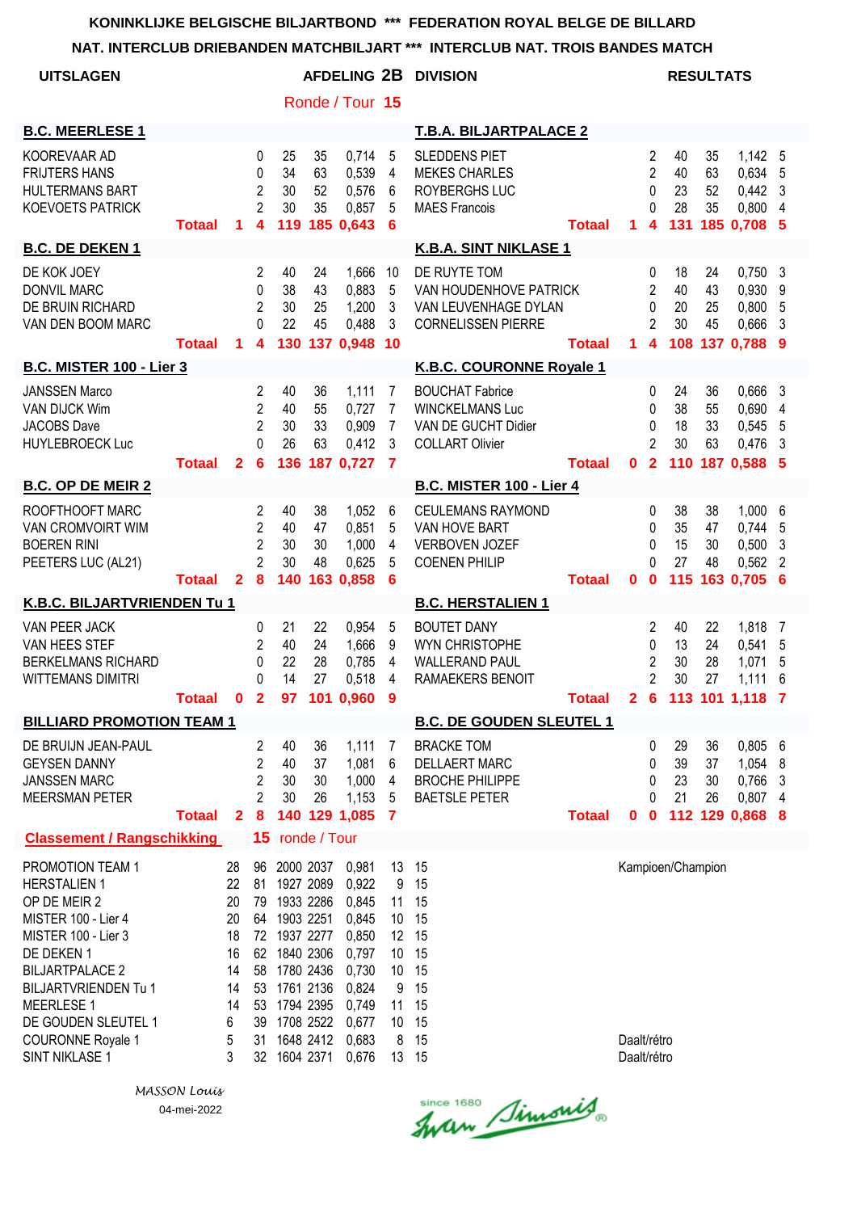KONINKLIJKE BELGISCHE BILJARTBOND *** FEDERATION ROYAL BELGE DE BILLARD

NAT. INTERCLUB DRIEBANDEN MATCHBILJART *** INTERCLUB NAT. TROIS BANDES MATCH

**UITSLAGEN** **AFDELING 2B DIVISION** **RESULTATS**

Ronde / Tour **15**

| B.C. MEERLESE 1 | | | | | | | T.B.A. BILJARTPALACE 2 | | | | | | |
|---|---|---|---|---|---|---|---|---|---|---|---|---|---|
| KOOREVAAR AD | | 0 | 25 | 35 | 0,714 | 5 | SLEDDENS PIET | | 2 | 40 | 35 | 1,142 | 5 |
| FRIJTERS HANS | | 0 | 34 | 63 | 0,539 | 4 | MEKES CHARLES | | 2 | 40 | 63 | 0,634 | 5 |
| HULTERMANS BART | | 2 | 30 | 52 | 0,576 | 6 | ROYBERGHS LUC | | 0 | 23 | 52 | 0,442 | 3 |
| KOEVOETS PATRICK | | 2 | 30 | 35 | 0,857 | 5 | MAES Francois | | 0 | 28 | 35 | 0,800 | 4 |
| **Totaal** | **1** | **4** | **119** | **185** | **0,643** | **6** | **Totaal** | **1** | **4** | **131** | **185** | **0,708** | **5** |

| B.C. DE DEKEN 1 | | | | | | | K.B.A. SINT NIKLASE 1 | | | | | | |
|---|---|---|---|---|---|---|---|---|---|---|---|---|---|
| DE KOK JOEY | | 2 | 40 | 24 | 1,666 | 10 | DE RUYTE TOM | | 0 | 18 | 24 | 0,750 | 3 |
| DONVIL MARC | | 0 | 38 | 43 | 0,883 | 5 | VAN HOUDENHOVE PATRICK | | 2 | 40 | 43 | 0,930 | 9 |
| DE BRUIN RICHARD | | 2 | 30 | 25 | 1,200 | 3 | VAN LEUVENHAGE DYLAN | | 0 | 20 | 25 | 0,800 | 5 |
| VAN DEN BOOM MARC | | 0 | 22 | 45 | 0,488 | 3 | CORNELISSEN PIERRE | | 2 | 30 | 45 | 0,666 | 3 |
| **Totaal** | **1** | **4** | **130** | **137** | **0,948** | **10** | **Totaal** | **1** | **4** | **108** | **137** | **0,788** | **9** |

| B.C. MISTER 100 - Lier 3 | | | | | | | K.B.C. COURONNE Royale 1 | | | | | | |
|---|---|---|---|---|---|---|---|---|---|---|---|---|---|
| JANSSEN Marco | | 2 | 40 | 36 | 1,111 | 7 | BOUCHAT Fabrice | | 0 | 24 | 36 | 0,666 | 3 |
| VAN DIJCK Wim | | 2 | 40 | 55 | 0,727 | 7 | WINCKELMANS Luc | | 0 | 38 | 55 | 0,690 | 4 |
| JACOBS Dave | | 2 | 30 | 33 | 0,909 | 7 | VAN DE GUCHT Didier | | 0 | 18 | 33 | 0,545 | 5 |
| HUYLEBROECK Luc | | 0 | 26 | 63 | 0,412 | 3 | COLLART Olivier | | 2 | 30 | 63 | 0,476 | 3 |
| **Totaal** | **2** | **6** | **136** | **187** | **0,727** | **7** | **Totaal** | **0** | **2** | **110** | **187** | **0,588** | **5** |

| B.C. OP DE MEIR 2 | | | | | | | B.C. MISTER 100 - Lier 4 | | | | | | |
|---|---|---|---|---|---|---|---|---|---|---|---|---|---|
| ROOFTHOOFT MARC | | 2 | 40 | 38 | 1,052 | 6 | CEULEMANS RAYMOND | | 0 | 38 | 38 | 1,000 | 6 |
| VAN CROMVOIRT WIM | | 2 | 40 | 47 | 0,851 | 5 | VAN HOVE BART | | 0 | 35 | 47 | 0,744 | 5 |
| BOEREN RINI | | 2 | 30 | 30 | 1,000 | 4 | VERBOVEN JOZEF | | 0 | 15 | 30 | 0,500 | 3 |
| PEETERS LUC (AL21) | | 2 | 30 | 48 | 0,625 | 5 | COENEN PHILIP | | 0 | 27 | 48 | 0,562 | 2 |
| **Totaal** | **2** | **8** | **140** | **163** | **0,858** | **6** | **Totaal** | **0** | **0** | **115** | **163** | **0,705** | **6** |

| K.B.C. BILJARTVRIENDEN Tu 1 | | | | | | | B.C. HERSTALIEN 1 | | | | | | |
|---|---|---|---|---|---|---|---|---|---|---|---|---|---|
| VAN PEER JACK | | 0 | 21 | 22 | 0,954 | 5 | BOUTET DANY | | 2 | 40 | 22 | 1,818 | 7 |
| VAN HEES STEF | | 2 | 40 | 24 | 1,666 | 9 | WYN CHRISTOPHE | | 0 | 13 | 24 | 0,541 | 5 |
| BERKELMANS RICHARD | | 0 | 22 | 28 | 0,785 | 4 | WALLERAND PAUL | | 2 | 30 | 28 | 1,071 | 5 |
| WITTEMANS DIMITRI | | 0 | 14 | 27 | 0,518 | 4 | RAMAEKERS BENOIT | | 2 | 30 | 27 | 1,111 | 6 |
| **Totaal** | **0** | **2** | **97** | **101** | **0,960** | **9** | **Totaal** | **2** | **6** | **113** | **101** | **1,118** | **7** |

| BILLIARD PROMOTION TEAM 1 | | | | | | | B.C. DE GOUDEN SLEUTEL 1 | | | | | | |
|---|---|---|---|---|---|---|---|---|---|---|---|---|---|
| DE BRUIJN JEAN-PAUL | | 2 | 40 | 36 | 1,111 | 7 | BRACKE TOM | | 0 | 29 | 36 | 0,805 | 6 |
| GEYSEN DANNY | | 2 | 40 | 37 | 1,081 | 6 | DELLAERT MARC | | 0 | 39 | 37 | 1,054 | 8 |
| JANSSEN MARC | | 2 | 30 | 30 | 1,000 | 4 | BROCHE PHILIPPE | | 0 | 23 | 30 | 0,766 | 3 |
| MEERSMAN PETER | | 2 | 30 | 26 | 1,153 | 5 | BAETSLE PETER | | 0 | 21 | 26 | 0,807 | 4 |
| **Totaal** | **2** | **8** | **140** | **129** | **1,085** | **7** | **Totaal** | **0** | **0** | **112** | **129** | **0,868** | **8** |

**Classement / Rangschikking** **15** ronde / Tour

| | | | | | | | | |
|---|---|---|---|---|---|---|---|---|
| PROMOTION TEAM 1 | 28 | 96 | 2000 | 2037 | 0,981 | 13 | 15 | Kampioen/Champion |
| HERSTALIEN 1 | 22 | 81 | 1927 | 2089 | 0,922 | 9 | 15 | |
| OP DE MEIR 2 | 20 | 79 | 1933 | 2286 | 0,845 | 11 | 15 | |
| MISTER 100 - Lier 4 | 20 | 64 | 1903 | 2251 | 0,845 | 10 | 15 | |
| MISTER 100 - Lier 3 | 18 | 72 | 1937 | 2277 | 0,850 | 12 | 15 | |
| DE DEKEN 1 | 16 | 62 | 1840 | 2306 | 0,797 | 10 | 15 | |
| BILJARTPALACE 2 | 14 | 58 | 1780 | 2436 | 0,730 | 10 | 15 | |
| BILJARTVRIENDEN Tu 1 | 14 | 53 | 1761 | 2136 | 0,824 | 9 | 15 | |
| MEERLESE 1 | 14 | 53 | 1794 | 2395 | 0,749 | 11 | 15 | |
| DE GOUDEN SLEUTEL 1 | 6 | 39 | 1708 | 2522 | 0,677 | 10 | 15 | |
| COURONNE Royale 1 | 5 | 31 | 1648 | 2412 | 0,683 | 8 | 15 | Daalt/rétro |
| SINT NIKLASE 1 | 3 | 32 | 1604 | 2371 | 0,676 | 13 | 15 | Daalt/rétro |

*MASSON Louis*

04-mei-2022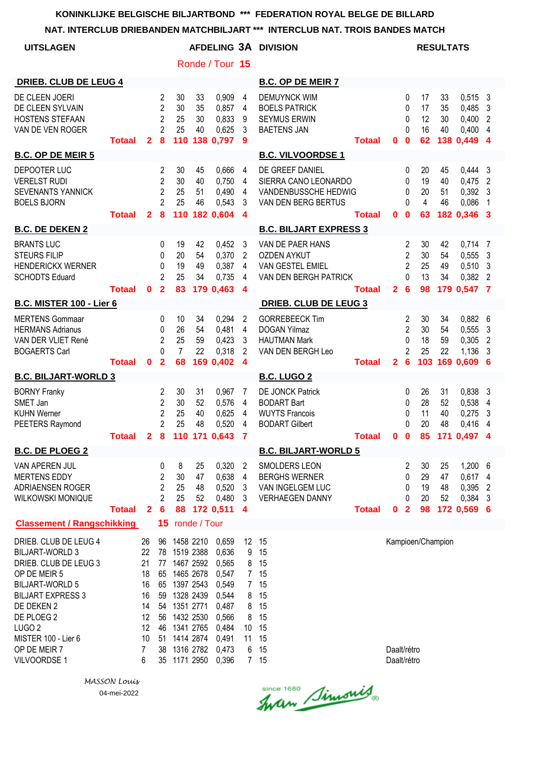**KONINKLIJKE BELGISCHE BILJARTBOND \*\*\* FEDERATION ROYAL BELGE DE BILLARD**

**NAT. INTERCLUB DRIEBANDEN MATCHBILJART \*\*\* INTERCLUB NAT. TROIS BANDES MATCH**

**UITSLAGEN — AFDELING 3A DIVISION — RESULTATS**

Ronde / Tour **15**

| DRIEB. CLUB DE LEUG 4 | | | | | | | B.C. OP DE MEIR 7 | | | | | | |
|---|---|---|---|---|---|---|---|---|---|---|---|---|---|
| DE CLEEN JOERI | | 2 | 30 | 33 | 0,909 | 4 | DEMUYNCK WIM | | 0 | 17 | 33 | 0,515 | 3 |
| DE CLEEN SYLVAIN | | 2 | 30 | 35 | 0,857 | 4 | BOELS PATRICK | | 0 | 17 | 35 | 0,485 | 3 |
| HOSTENS STEFAAN | | 2 | 25 | 30 | 0,833 | 9 | SEYMUS ERWIN | | 0 | 12 | 30 | 0,400 | 2 |
| VAN DE VEN ROGER | | 2 | 25 | 40 | 0,625 | 3 | BAETENS JAN | | 0 | 16 | 40 | 0,400 | 4 |
| **Totaal** | **2** | **8** | **110** | **138** | **0,797** | **9** | **Totaal** | **0** | **0** | **62** | **138** | **0,449** | **4** |

| B.C. OP DE MEIR 5 | | | | | | | B.C. VILVOORDSE 1 | | | | | | |
|---|---|---|---|---|---|---|---|---|---|---|---|---|---|
| DEPOOTER LUC | | 2 | 30 | 45 | 0,666 | 4 | DE GREEF DANIEL | | 0 | 20 | 45 | 0,444 | 3 |
| VERELST RUDI | | 2 | 30 | 40 | 0,750 | 4 | SIERRA CANO LEONARDO | | 0 | 19 | 40 | 0,475 | 2 |
| SEVENANTS YANNICK | | 2 | 25 | 51 | 0,490 | 4 | VANDENBUSSCHE HEDWIG | | 0 | 20 | 51 | 0,392 | 3 |
| BOELS BJORN | | 2 | 25 | 46 | 0,543 | 3 | VAN DEN BERG BERTUS | | 0 | 4 | 46 | 0,086 | 1 |
| **Totaal** | **2** | **8** | **110** | **182** | **0,604** | **4** | **Totaal** | **0** | **0** | **63** | **182** | **0,346** | **3** |

| B.C. DE DEKEN 2 | | | | | | | B.C. BILJART EXPRESS 3 | | | | | | |
|---|---|---|---|---|---|---|---|---|---|---|---|---|---|
| BRANTS LUC | | 0 | 19 | 42 | 0,452 | 3 | VAN DE PAER HANS | | 2 | 30 | 42 | 0,714 | 7 |
| STEURS FILIP | | 0 | 20 | 54 | 0,370 | 2 | OZDEN AYKUT | | 2 | 30 | 54 | 0,555 | 3 |
| HENDERICKX WERNER | | 0 | 19 | 49 | 0,387 | 4 | VAN GESTEL EMIEL | | 2 | 25 | 49 | 0,510 | 3 |
| SCHODTS Eduard | | 2 | 25 | 34 | 0,735 | 4 | VAN DEN BERGH PATRICK | | 0 | 13 | 34 | 0,382 | 2 |
| **Totaal** | **0** | **2** | **83** | **179** | **0,463** | **4** | **Totaal** | **2** | **6** | **98** | **179** | **0,547** | **7** |

| B.C. MISTER 100 - Lier 6 | | | | | | | DRIEB. CLUB DE LEUG 3 | | | | | | |
|---|---|---|---|---|---|---|---|---|---|---|---|---|---|
| MERTENS Gommaar | | 0 | 10 | 34 | 0,294 | 2 | GORREBEECK Tim | | 2 | 30 | 34 | 0,882 | 6 |
| HERMANS Adrianus | | 0 | 26 | 54 | 0,481 | 4 | DOGAN Yilmaz | | 2 | 30 | 54 | 0,555 | 3 |
| VAN DER VLIET René | | 2 | 25 | 59 | 0,423 | 3 | HAUTMAN Mark | | 0 | 18 | 59 | 0,305 | 2 |
| BOGAERTS Carl | | 0 | 7 | 22 | 0,318 | 2 | VAN DEN BERGH Leo | | 2 | 25 | 22 | 1,136 | 3 |
| **Totaal** | **0** | **2** | **68** | **169** | **0,402** | **4** | **Totaal** | **2** | **6** | **103** | **169** | **0,609** | **6** |

| B.C. BILJART-WORLD 3 | | | | | | | B.C. LUGO 2 | | | | | | |
|---|---|---|---|---|---|---|---|---|---|---|---|---|---|
| BORNY Franky | | 2 | 30 | 31 | 0,967 | 7 | DE JONCK Patrick | | 0 | 26 | 31 | 0,838 | 3 |
| SMET Jan | | 2 | 30 | 52 | 0,576 | 4 | BODART Bart | | 0 | 28 | 52 | 0,538 | 4 |
| KUHN Werner | | 2 | 25 | 40 | 0,625 | 4 | WUYTS Francois | | 0 | 11 | 40 | 0,275 | 3 |
| PEETERS Raymond | | 2 | 25 | 48 | 0,520 | 4 | BODART Gilbert | | 0 | 20 | 48 | 0,416 | 4 |
| **Totaal** | **2** | **8** | **110** | **171** | **0,643** | **7** | **Totaal** | **0** | **0** | **85** | **171** | **0,497** | **4** |

| B.C. DE PLOEG 2 | | | | | | | B.C. BILJART-WORLD 5 | | | | | | |
|---|---|---|---|---|---|---|---|---|---|---|---|---|---|
| VAN APEREN JUL | | 0 | 8 | 25 | 0,320 | 2 | SMOLDERS LEON | | 2 | 30 | 25 | 1,200 | 6 |
| MERTENS EDDY | | 2 | 30 | 47 | 0,638 | 4 | BERGHS WERNER | | 0 | 29 | 47 | 0,617 | 4 |
| ADRIAENSEN ROGER | | 2 | 25 | 48 | 0,520 | 3 | VAN INGELGEM LUC | | 0 | 19 | 48 | 0,395 | 2 |
| WILKOWSKI MONIQUE | | 2 | 25 | 52 | 0,480 | 3 | VERHAEGEN DANNY | | 0 | 20 | 52 | 0,384 | 3 |
| **Totaal** | **2** | **6** | **88** | **172** | **0,511** | **4** | **Totaal** | **0** | **2** | **98** | **172** | **0,569** | **6** |

**Classement / Rangschikking** — **15** ronde / Tour

| Team | | | | | | | | |
|---|---|---|---|---|---|---|---|---|
| DRIEB. CLUB DE LEUG 4 | 26 | 96 | 1458 | 2210 | 0,659 | 12 | 15 | Kampioen/Champion |
| BILJART-WORLD 3 | 22 | 78 | 1519 | 2388 | 0,636 | 9 | 15 | |
| DRIEB. CLUB DE LEUG 3 | 21 | 77 | 1467 | 2592 | 0,565 | 8 | 15 | |
| OP DE MEIR 5 | 18 | 65 | 1465 | 2678 | 0,547 | 7 | 15 | |
| BILJART-WORLD 5 | 16 | 65 | 1397 | 2543 | 0,549 | 7 | 15 | |
| BILJART EXPRESS 3 | 16 | 59 | 1328 | 2439 | 0,544 | 8 | 15 | |
| DE DEKEN 2 | 14 | 54 | 1351 | 2771 | 0,487 | 8 | 15 | |
| DE PLOEG 2 | 12 | 56 | 1432 | 2530 | 0,566 | 8 | 15 | |
| LUGO 2 | 12 | 46 | 1341 | 2765 | 0,484 | 10 | 15 | |
| MISTER 100 - Lier 6 | 10 | 51 | 1414 | 2874 | 0,491 | 11 | 15 | |
| OP DE MEIR 7 | 7 | 38 | 1316 | 2782 | 0,473 | 6 | 15 | Daalt/rétro |
| VILVOORDSE 1 | 6 | 35 | 1171 | 2950 | 0,396 | 7 | 15 | Daalt/rétro |

*MASSON Louis*

04-mei-2022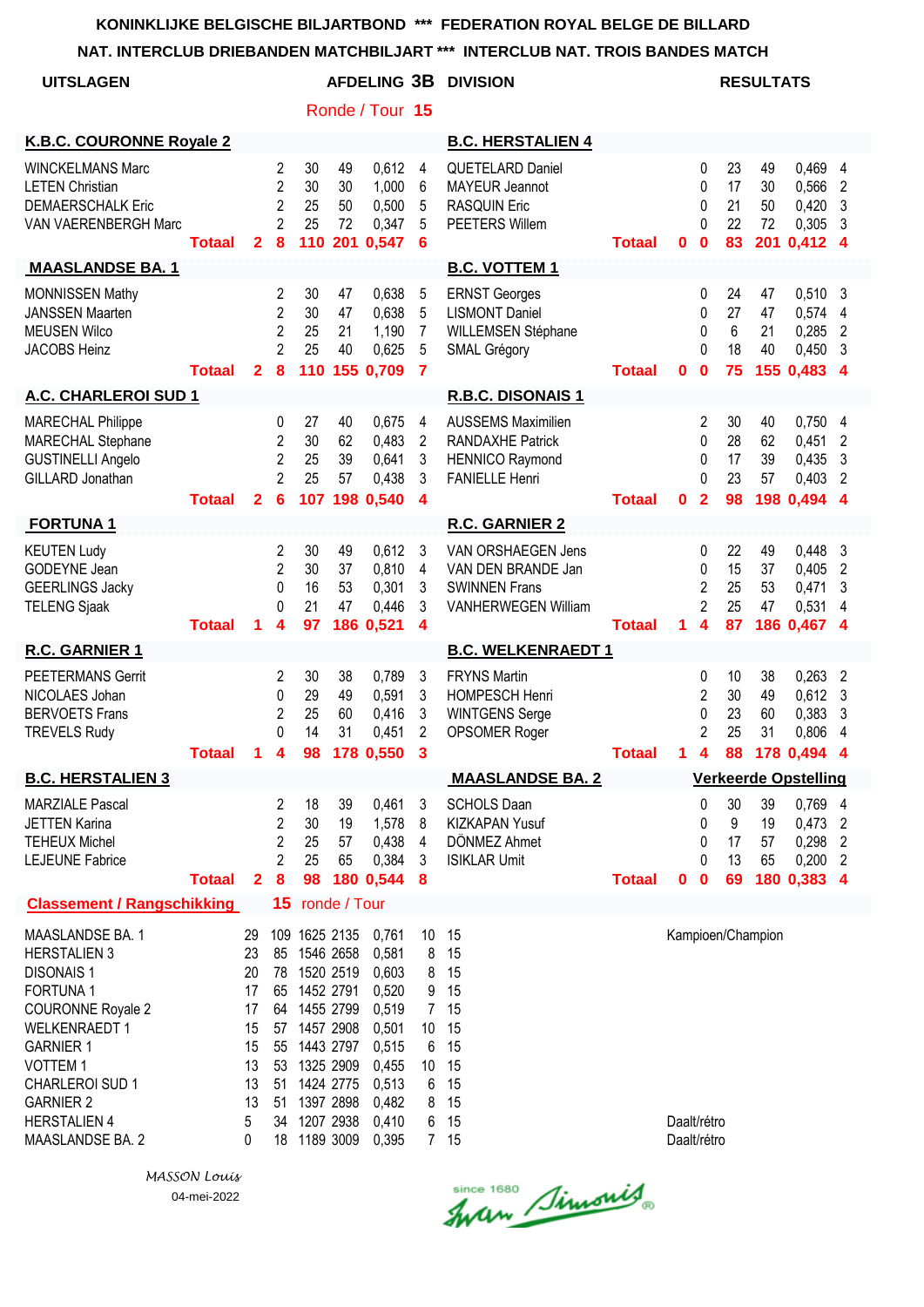**KONINKLIJKE BELGISCHE BILJARTBOND *** FEDERATION ROYAL BELGE DE BILLARD**

**NAT. INTERCLUB DRIEBANDEN MATCHBILJART *** INTERCLUB NAT. TROIS BANDES MATCH**

**UITSLAGEN** — **AFDELING 3B DIVISION** — **RESULTATS**

Ronde / Tour **15**

| K.B.C. COURONNE Royale 2 | | | | | | | B.C. HERSTALIEN 4 | | | | | | |
|---|---|---|---|---|---|---|---|---|---|---|---|---|---|
| WINCKELMANS Marc | 2 | 30 | 49 | 0,612 | 4 | | QUETELARD Daniel | 0 | 23 | 49 | 0,469 | 4 | |
| LETEN Christian | 2 | 30 | 30 | 1,000 | 6 | | MAYEUR Jeannot | 0 | 17 | 30 | 0,566 | 2 | |
| DEMAERSCHALK Eric | 2 | 25 | 50 | 0,500 | 5 | | RASQUIN Eric | 0 | 21 | 50 | 0,420 | 3 | |
| VAN VAERENBERGH Marc | 2 | 25 | 72 | 0,347 | 5 | | PEETERS Willem | 0 | 22 | 72 | 0,305 | 3 | |
| **Totaal 2** | **8** | **110** | **201** | **0,547** | **6** | | **Totaal 0** | **0** | **83** | **201** | **0,412** | **4** | |

| MAASLANDSE BA. 1 | | | | | | | B.C. VOTTEM 1 | | | | | | |
|---|---|---|---|---|---|---|---|---|---|---|---|---|---|
| MONNISSEN Mathy | 2 | 30 | 47 | 0,638 | 5 | | ERNST Georges | 0 | 24 | 47 | 0,510 | 3 | |
| JANSSEN Maarten | 2 | 30 | 47 | 0,638 | 5 | | LISMONT Daniel | 0 | 27 | 47 | 0,574 | 4 | |
| MEUSEN Wilco | 2 | 25 | 21 | 1,190 | 7 | | WILLEMSEN Stéphane | 0 | 6 | 21 | 0,285 | 2 | |
| JACOBS Heinz | 2 | 25 | 40 | 0,625 | 5 | | SMAL Grégory | 0 | 18 | 40 | 0,450 | 3 | |
| **Totaal 2** | **8** | **110** | **155** | **0,709** | **7** | | **Totaal 0** | **0** | **75** | **155** | **0,483** | **4** | |

| A.C. CHARLEROI SUD 1 | | | | | | | R.B.C. DISONAIS 1 | | | | | | |
|---|---|---|---|---|---|---|---|---|---|---|---|---|---|
| MARECHAL Philippe | 0 | 27 | 40 | 0,675 | 4 | | AUSSEMS Maximilien | 2 | 30 | 40 | 0,750 | 4 | |
| MARECHAL Stephane | 2 | 30 | 62 | 0,483 | 2 | | RANDAXHE Patrick | 0 | 28 | 62 | 0,451 | 2 | |
| GUSTINELLI Angelo | 2 | 25 | 39 | 0,641 | 3 | | HENNICO Raymond | 0 | 17 | 39 | 0,435 | 3 | |
| GILLARD Jonathan | 2 | 25 | 57 | 0,438 | 3 | | FANIELLE Henri | 0 | 23 | 57 | 0,403 | 2 | |
| **Totaal 2** | **6** | **107** | **198** | **0,540** | **4** | | **Totaal 0** | **2** | **98** | **198** | **0,494** | **4** | |

| FORTUNA 1 | | | | | | | R.C. GARNIER 2 | | | | | | |
|---|---|---|---|---|---|---|---|---|---|---|---|---|---|
| KEUTEN Ludy | 2 | 30 | 49 | 0,612 | 3 | | VAN ORSHAEGEN Jens | 0 | 22 | 49 | 0,448 | 3 | |
| GODEYNE Jean | 2 | 30 | 37 | 0,810 | 4 | | VAN DEN BRANDE Jan | 0 | 15 | 37 | 0,405 | 2 | |
| GEERLINGS Jacky | 0 | 16 | 53 | 0,301 | 3 | | SWINNEN Frans | 2 | 25 | 53 | 0,471 | 3 | |
| TELENG Sjaak | 0 | 21 | 47 | 0,446 | 3 | | VANHERWEGEN William | 2 | 25 | 47 | 0,531 | 4 | |
| **Totaal 1** | **4** | **97** | **186** | **0,521** | **4** | | **Totaal 1** | **4** | **87** | **186** | **0,467** | **4** | |

| R.C. GARNIER 1 | | | | | | | B.C. WELKENRAEDT 1 | | | | | | |
|---|---|---|---|---|---|---|---|---|---|---|---|---|---|
| PEETERMANS Gerrit | 2 | 30 | 38 | 0,789 | 3 | | FRYNS Martin | 0 | 10 | 38 | 0,263 | 2 | |
| NICOLAES Johan | 0 | 29 | 49 | 0,591 | 3 | | HOMPESCH Henri | 2 | 30 | 49 | 0,612 | 3 | |
| BERVOETS Frans | 2 | 25 | 60 | 0,416 | 3 | | WINTGENS Serge | 0 | 23 | 60 | 0,383 | 3 | |
| TREVELS Rudy | 0 | 14 | 31 | 0,451 | 2 | | OPSOMER Roger | 2 | 25 | 31 | 0,806 | 4 | |
| **Totaal 1** | **4** | **98** | **178** | **0,550** | **3** | | **Totaal 1** | **4** | **88** | **178** | **0,494** | **4** | |

| B.C. HERSTALIEN 3 | | | | | | | MAASLANDSE BA. 2 — Verkeerde Opstelling | | | | | | |
|---|---|---|---|---|---|---|---|---|---|---|---|---|---|
| MARZIALE Pascal | 2 | 18 | 39 | 0,461 | 3 | | SCHOLS Daan | 0 | 30 | 39 | 0,769 | 4 | |
| JETTEN Karina | 2 | 30 | 19 | 1,578 | 8 | | KIZKAPAN Yusuf | 0 | 9 | 19 | 0,473 | 2 | |
| TEHEUX Michel | 2 | 25 | 57 | 0,438 | 4 | | DÖNMEZ Ahmet | 0 | 17 | 57 | 0,298 | 2 | |
| LEJEUNE Fabrice | 2 | 25 | 65 | 0,384 | 3 | | ISIKLAR Umit | 0 | 13 | 65 | 0,200 | 2 | |
| **Totaal 2** | **8** | **98** | **180** | **0,544** | **8** | | **Totaal 0** | **0** | **69** | **180** | **0,383** | **4** | |

**Classement / Rangschikking** — **15** ronde / Tour

| Club | | | | | | | | |
|---|---|---|---|---|---|---|---|---|
| MAASLANDSE BA. 1 | 29 | 109 | 1625 | 2135 | 0,761 | 10 | 15 | Kampioen/Champion |
| HERSTALIEN 3 | 23 | 85 | 1546 | 2658 | 0,581 | 8 | 15 | |
| DISONAIS 1 | 20 | 78 | 1520 | 2519 | 0,603 | 8 | 15 | |
| FORTUNA 1 | 17 | 65 | 1452 | 2791 | 0,520 | 9 | 15 | |
| COURONNE Royale 2 | 17 | 64 | 1455 | 2799 | 0,519 | 7 | 15 | |
| WELKENRAEDT 1 | 15 | 57 | 1457 | 2908 | 0,501 | 10 | 15 | |
| GARNIER 1 | 15 | 55 | 1443 | 2797 | 0,515 | 6 | 15 | |
| VOTTEM 1 | 13 | 53 | 1325 | 2909 | 0,455 | 10 | 15 | |
| CHARLEROI SUD 1 | 13 | 51 | 1424 | 2775 | 0,513 | 6 | 15 | |
| GARNIER 2 | 13 | 51 | 1397 | 2898 | 0,482 | 8 | 15 | |
| HERSTALIEN 4 | 5 | 34 | 1207 | 2938 | 0,410 | 6 | 15 | Daalt/rétro |
| MAASLANDSE BA. 2 | 0 | 18 | 1189 | 3009 | 0,395 | 7 | 15 | Daalt/rétro |

*MASSON Louis*

04-mei-2022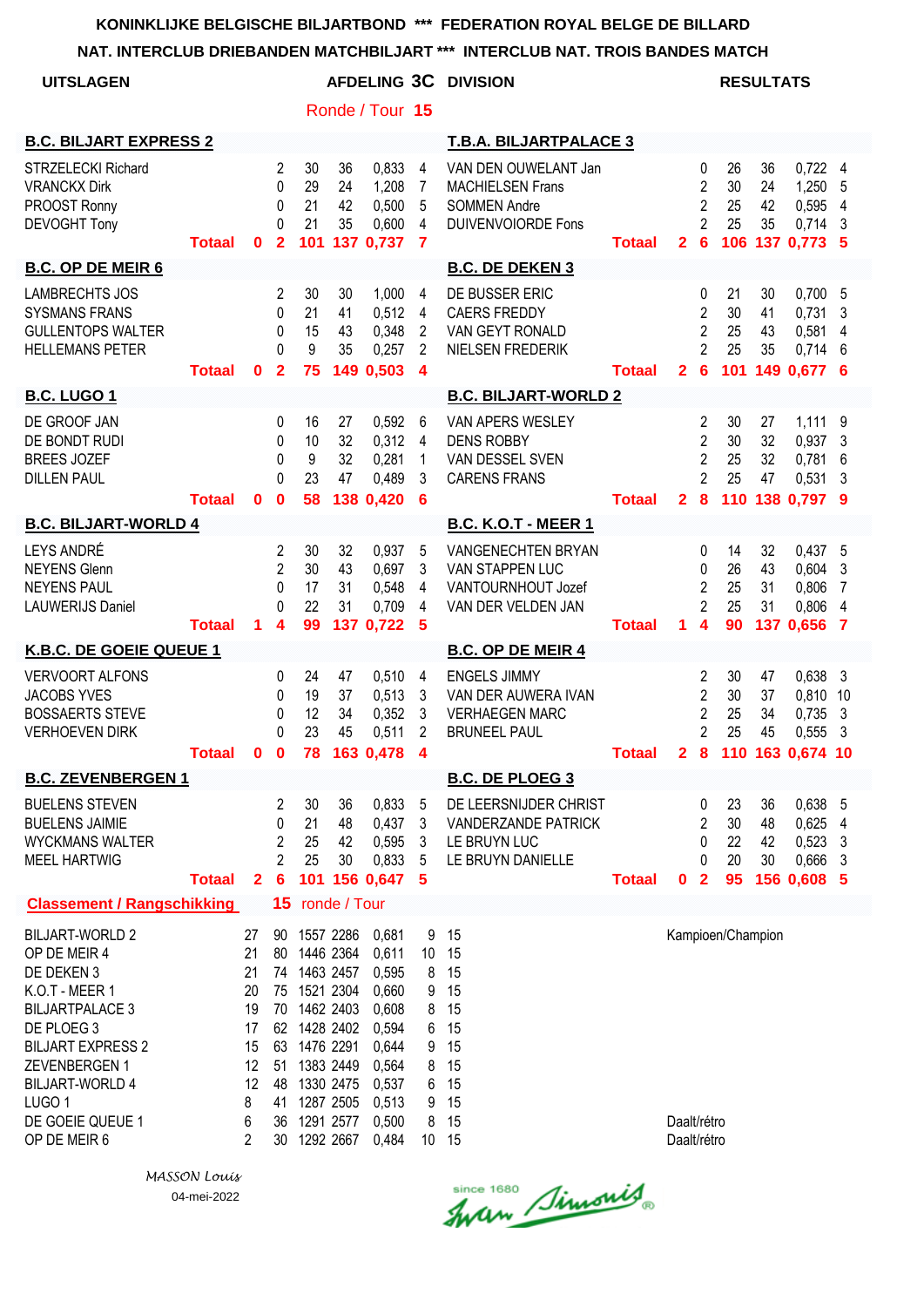**KONINKLIJKE BELGISCHE BILJARTBOND \*\*\* FEDERATION ROYAL BELGE DE BILLARD**

**NAT. INTERCLUB DRIEBANDEN MATCHBILJART \*\*\* INTERCLUB NAT. TROIS BANDES MATCH**

**UITSLAGEN** — **AFDELING 3C DIVISION** — **RESULTATS**

**Ronde / Tour 15**

| B.C. BILJART EXPRESS 2 | | | | | | | | T.B.A. BILJARTPALACE 3 | | | | | | | |
|---|---|---|---|---|---|---|---|---|---|---|---|---|---|---|---|
| STRZELECKI Richard | | 2 | 30 | 36 | 0,833 | 4 | | VAN DEN OUWELANT Jan | | 0 | 26 | 36 | 0,722 | 4 | |
| VRANCKX Dirk | | 0 | 29 | 24 | 1,208 | 7 | | MACHIELSEN Frans | | 2 | 30 | 24 | 1,250 | 5 | |
| PROOST Ronny | | 0 | 21 | 42 | 0,500 | 5 | | SOMMEN Andre | | 2 | 25 | 42 | 0,595 | 4 | |
| DEVOGHT Tony | | 0 | 21 | 35 | 0,600 | 4 | | DUIVENVOORDE Fons | | 2 | 25 | 35 | 0,714 | 3 | |
| **Totaal** | **0** | **2** | **101** | **137** | **0,737** | **7** | | **Totaal** | **2** | **6** | **106** | **137** | **0,773** | **5** | |

| B.C. OP DE MEIR 6 | | | | | | | | B.C. DE DEKEN 3 | | | | | | | |
|---|---|---|---|---|---|---|---|---|---|---|---|---|---|---|---|
| LAMBRECHTS JOS | | 2 | 30 | 30 | 1,000 | 4 | | DE BUSSER ERIC | | 0 | 21 | 30 | 0,700 | 5 | |
| SYSMANS FRANS | | 0 | 21 | 41 | 0,512 | 4 | | CAERS FREDDY | | 2 | 30 | 41 | 0,731 | 3 | |
| GULLENTOPS WALTER | | 0 | 15 | 43 | 0,348 | 2 | | VAN GEYT RONALD | | 2 | 25 | 43 | 0,581 | 4 | |
| HELLEMANS PETER | | 0 | 9 | 35 | 0,257 | 2 | | NIELSEN FREDERIK | | 2 | 25 | 35 | 0,714 | 6 | |
| **Totaal** | **0** | **2** | **75** | **149** | **0,503** | **4** | | **Totaal** | **2** | **6** | **101** | **149** | **0,677** | **6** | |

| B.C. LUGO 1 | | | | | | | | B.C. BILJART-WORLD 2 | | | | | | | |
|---|---|---|---|---|---|---|---|---|---|---|---|---|---|---|---|
| DE GROOF JAN | | 0 | 16 | 27 | 0,592 | 6 | | VAN APERS WESLEY | | 2 | 30 | 27 | 1,111 | 9 | |
| DE BONDT RUDI | | 0 | 10 | 32 | 0,312 | 4 | | DENS ROBBY | | 2 | 30 | 32 | 0,937 | 3 | |
| BREES JOZEF | | 0 | 9 | 32 | 0,281 | 1 | | VAN DESSEL SVEN | | 2 | 25 | 32 | 0,781 | 6 | |
| DILLEN PAUL | | 0 | 23 | 47 | 0,489 | 3 | | CARENS FRANS | | 2 | 25 | 47 | 0,531 | 3 | |
| **Totaal** | **0** | **0** | **58** | **138** | **0,420** | **6** | | **Totaal** | **2** | **8** | **110** | **138** | **0,797** | **9** | |

| B.C. BILJART-WORLD 4 | | | | | | | | B.C. K.O.T - MEER 1 | | | | | | | |
|---|---|---|---|---|---|---|---|---|---|---|---|---|---|---|---|
| LEYS ANDRÉ | | 2 | 30 | 32 | 0,937 | 5 | | VANGENECHTEN BRYAN | | 0 | 14 | 32 | 0,437 | 5 | |
| NEYENS Glenn | | 2 | 30 | 43 | 0,697 | 3 | | VAN STAPPEN LUC | | 0 | 26 | 43 | 0,604 | 3 | |
| NEYENS PAUL | | 0 | 17 | 31 | 0,548 | 4 | | VANTOURNHOUT Jozef | | 2 | 25 | 31 | 0,806 | 7 | |
| LAUWERIJS Daniel | | 0 | 22 | 31 | 0,709 | 4 | | VAN DER VELDEN JAN | | 2 | 25 | 31 | 0,806 | 4 | |
| **Totaal** | **1** | **4** | **99** | **137** | **0,722** | **5** | | **Totaal** | **1** | **4** | **90** | **137** | **0,656** | **7** | |

| K.B.C. DE GOEIE QUEUE 1 | | | | | | | | B.C. OP DE MEIR 4 | | | | | | | |
|---|---|---|---|---|---|---|---|---|---|---|---|---|---|---|---|
| VERVOORT ALFONS | | 0 | 24 | 47 | 0,510 | 4 | | ENGELS JIMMY | | 2 | 30 | 47 | 0,638 | 3 | |
| JACOBS YVES | | 0 | 19 | 37 | 0,513 | 3 | | VAN DER AUWERA IVAN | | 2 | 30 | 37 | 0,810 | 10 | |
| BOSSAERTS STEVE | | 0 | 12 | 34 | 0,352 | 3 | | VERHAEGEN MARC | | 2 | 25 | 34 | 0,735 | 3 | |
| VERHOEVEN DIRK | | 0 | 23 | 45 | 0,511 | 2 | | BRUNEEL PAUL | | 2 | 25 | 45 | 0,555 | 3 | |
| **Totaal** | **0** | **0** | **78** | **163** | **0,478** | **4** | | **Totaal** | **2** | **8** | **110** | **163** | **0,674** | **10** | |

| B.C. ZEVENBERGEN 1 | | | | | | | | B.C. DE PLOEG 3 | | | | | | | |
|---|---|---|---|---|---|---|---|---|---|---|---|---|---|---|---|
| BUELENS STEVEN | | 2 | 30 | 36 | 0,833 | 5 | | DE LEERSNIJDER CHRIST | | 0 | 23 | 36 | 0,638 | 5 | |
| BUELENS JAIMIE | | 0 | 21 | 48 | 0,437 | 3 | | VANDERZANDE PATRICK | | 2 | 30 | 48 | 0,625 | 4 | |
| WYCKMANS WALTER | | 2 | 25 | 42 | 0,595 | 3 | | LE BRUYN LUC | | 0 | 22 | 42 | 0,523 | 3 | |
| MEEL HARTWIG | | 2 | 25 | 30 | 0,833 | 5 | | LE BRUYN DANIELLE | | 0 | 20 | 30 | 0,666 | 3 | |
| **Totaal** | **2** | **6** | **101** | **156** | **0,647** | **5** | | **Totaal** | **0** | **2** | **95** | **156** | **0,608** | **5** | |

**Classement / Rangschikking** — **15** ronde / Tour

| | | | | | | | | |
|---|---|---|---|---|---|---|---|---|
| BILJART-WORLD 2 | 27 | 90 | 1557 | 2286 | 0,681 | 9 | 15 | Kampioen/Champion |
| OP DE MEIR 4 | 21 | 80 | 1446 | 2364 | 0,611 | 10 | 15 | |
| DE DEKEN 3 | 21 | 74 | 1463 | 2457 | 0,595 | 8 | 15 | |
| K.O.T - MEER 1 | 20 | 75 | 1521 | 2304 | 0,660 | 9 | 15 | |
| BILJARTPALACE 3 | 19 | 70 | 1462 | 2403 | 0,608 | 8 | 15 | |
| DE PLOEG 3 | 17 | 62 | 1428 | 2402 | 0,594 | 6 | 15 | |
| BILJART EXPRESS 2 | 15 | 63 | 1476 | 2291 | 0,644 | 9 | 15 | |
| ZEVENBERGEN 1 | 12 | 51 | 1383 | 2449 | 0,564 | 8 | 15 | |
| BILJART-WORLD 4 | 12 | 48 | 1330 | 2475 | 0,537 | 6 | 15 | |
| LUGO 1 | 8 | 41 | 1287 | 2505 | 0,513 | 9 | 15 | |
| DE GOEIE QUEUE 1 | 6 | 36 | 1291 | 2577 | 0,500 | 8 | 15 | Daalt/rétro |
| OP DE MEIR 6 | 2 | 30 | 1292 | 2667 | 0,484 | 10 | 15 | Daalt/rétro |

*MASSON Louis*

04-mei-2022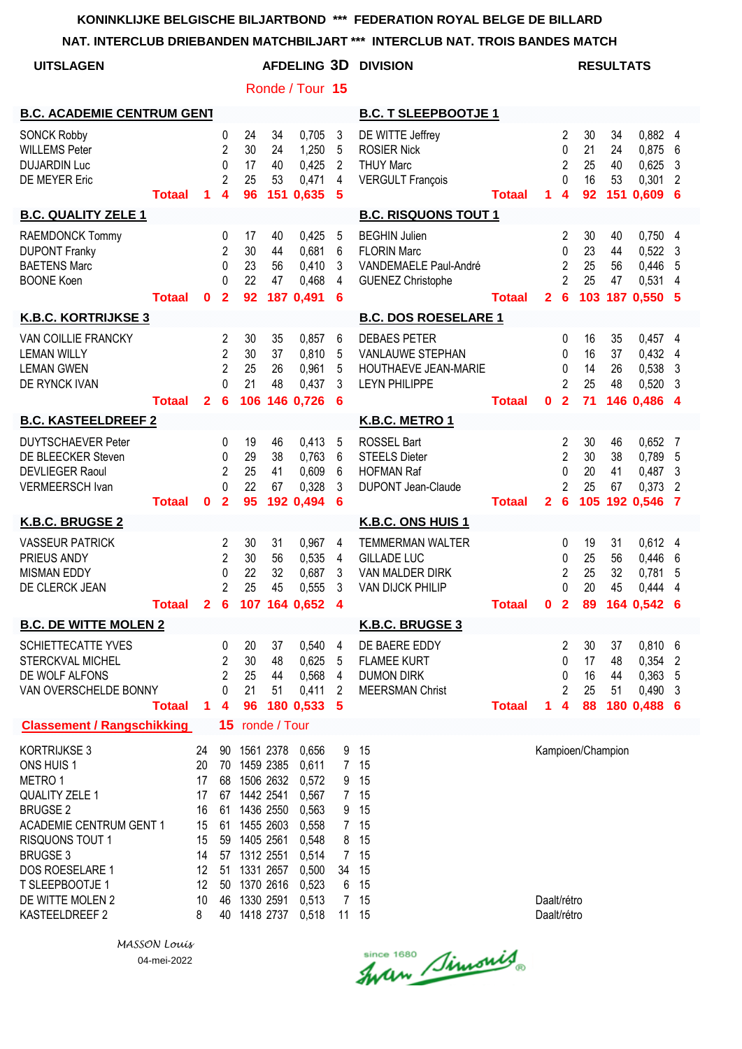**KONINKLIJKE BELGISCHE BILJARTBOND \*\*\* FEDERATION ROYAL BELGE DE BILLARD**

**NAT. INTERCLUB DRIEBANDEN MATCHBILJART \*\*\* INTERCLUB NAT. TROIS BANDES MATCH**

**UITSLAGEN** **AFDELING 3D DIVISION** **RESULTATS**

Ronde / Tour **15**

| B.C. ACADEMIE CENTRUM GENT | | | | | | | B.C. T SLEEPBOOTJE 1 | | | | | | |
|---|---|---|---|---|---|---|---|---|---|---|---|---|---|
| SONCK Robby | | 0 | 24 | 34 | 0,705 | 3 | DE WITTE Jeffrey | | 2 | 30 | 34 | 0,882 | 4 |
| WILLEMS Peter | | 2 | 30 | 24 | 1,250 | 5 | ROSIER Nick | | 0 | 21 | 24 | 0,875 | 6 |
| DUJARDIN Luc | | 0 | 17 | 40 | 0,425 | 2 | THUY Marc | | 2 | 25 | 40 | 0,625 | 3 |
| DE MEYER Eric | | 2 | 25 | 53 | 0,471 | 4 | VERGULT François | | 0 | 16 | 53 | 0,301 | 2 |
| **Totaal** | **1** | **4** | **96** | **151** | **0,635** | **5** | **Totaal** | **1** | **4** | **92** | **151** | **0,609** | **6** |

| B.C. QUALITY ZELE 1 | | | | | | | B.C. RISQUONS TOUT 1 | | | | | | |
|---|---|---|---|---|---|---|---|---|---|---|---|---|---|
| RAEMDONCK Tommy | | 0 | 17 | 40 | 0,425 | 5 | BEGHIN Julien | | 2 | 30 | 40 | 0,750 | 4 |
| DUPONT Franky | | 2 | 30 | 44 | 0,681 | 6 | FLORIN Marc | | 0 | 23 | 44 | 0,522 | 3 |
| BAETENS Marc | | 0 | 23 | 56 | 0,410 | 3 | VANDEMAELE Paul-André | | 2 | 25 | 56 | 0,446 | 5 |
| BOONE Koen | | 0 | 22 | 47 | 0,468 | 4 | GUENEZ Christophe | | 2 | 25 | 47 | 0,531 | 4 |
| **Totaal** | **0** | **2** | **92** | **187** | **0,491** | **6** | **Totaal** | **2** | **6** | **103** | **187** | **0,550** | **5** |

| K.B.C. KORTRIJKSE 3 | | | | | | | B.C. DOS ROESELARE 1 | | | | | | |
|---|---|---|---|---|---|---|---|---|---|---|---|---|---|
| VAN COILLIE FRANCKY | | 2 | 30 | 35 | 0,857 | 6 | DEBAES PETER | | 0 | 16 | 35 | 0,457 | 4 |
| LEMAN WILLY | | 2 | 30 | 37 | 0,810 | 5 | VANLAUWE STEPHAN | | 0 | 16 | 37 | 0,432 | 4 |
| LEMAN GWEN | | 2 | 25 | 26 | 0,961 | 5 | HOUTHAEVE JEAN-MARIE | | 0 | 14 | 26 | 0,538 | 3 |
| DE RYNCK IVAN | | 0 | 21 | 48 | 0,437 | 3 | LEYN PHILIPPE | | 2 | 25 | 48 | 0,520 | 3 |
| **Totaal** | **2** | **6** | **106** | **146** | **0,726** | **6** | **Totaal** | **0** | **2** | **71** | **146** | **0,486** | **4** |

| B.C. KASTEELDREEF 2 | | | | | | | K.B.C. METRO 1 | | | | | | |
|---|---|---|---|---|---|---|---|---|---|---|---|---|---|
| DUYTSCHAEVER Peter | | 0 | 19 | 46 | 0,413 | 5 | ROSSEL Bart | | 2 | 30 | 46 | 0,652 | 7 |
| DE BLEECKER Steven | | 0 | 29 | 38 | 0,763 | 6 | STEELS Dieter | | 2 | 30 | 38 | 0,789 | 5 |
| DEVLIEGER Raoul | | 2 | 25 | 41 | 0,609 | 6 | HOFMAN Raf | | 0 | 20 | 41 | 0,487 | 3 |
| VERMEERSCH Ivan | | 0 | 22 | 67 | 0,328 | 3 | DUPONT Jean-Claude | | 2 | 25 | 67 | 0,373 | 2 |
| **Totaal** | **0** | **2** | **95** | **192** | **0,494** | **6** | **Totaal** | **2** | **6** | **105** | **192** | **0,546** | **7** |

| K.B.C. BRUGSE 2 | | | | | | | K.B.C. ONS HUIS 1 | | | | | | |
|---|---|---|---|---|---|---|---|---|---|---|---|---|---|
| VASSEUR PATRICK | | 2 | 30 | 31 | 0,967 | 4 | TEMMERMAN WALTER | | 0 | 19 | 31 | 0,612 | 4 |
| PRIEUS ANDY | | 2 | 30 | 56 | 0,535 | 4 | GILLADE LUC | | 0 | 25 | 56 | 0,446 | 6 |
| MISMAN EDDY | | 0 | 22 | 32 | 0,687 | 3 | VAN MALDER DIRK | | 2 | 25 | 32 | 0,781 | 5 |
| DE CLERCK JEAN | | 2 | 25 | 45 | 0,555 | 3 | VAN DIJCK PHILIP | | 0 | 20 | 45 | 0,444 | 4 |
| **Totaal** | **2** | **6** | **107** | **164** | **0,652** | **4** | **Totaal** | **0** | **2** | **89** | **164** | **0,542** | **6** |

| B.C. DE WITTE MOLEN 2 | | | | | | | K.B.C. BRUGSE 3 | | | | | | |
|---|---|---|---|---|---|---|---|---|---|---|---|---|---|
| SCHIETTECATTE YVES | | 0 | 20 | 37 | 0,540 | 4 | DE BAERE EDDY | | 2 | 30 | 37 | 0,810 | 6 |
| STERCKVAL MICHEL | | 2 | 30 | 48 | 0,625 | 5 | FLAMEE KURT | | 0 | 17 | 48 | 0,354 | 2 |
| DE WOLF ALFONS | | 2 | 25 | 44 | 0,568 | 4 | DUMON DIRK | | 0 | 16 | 44 | 0,363 | 5 |
| VAN OVERSCHELDE BONNY | | 0 | 21 | 51 | 0,411 | 2 | MEERSMAN Christ | | 2 | 25 | 51 | 0,490 | 3 |
| **Totaal** | **1** | **4** | **96** | **180** | **0,533** | **5** | **Totaal** | **1** | **4** | **88** | **180** | **0,488** | **6** |

**Classement / Rangschikking** **15** ronde / Tour

| | | | | | | | | |
|---|---|---|---|---|---|---|---|---|
| KORTRIJKSE 3 | 24 | 90 | 1561 | 2378 | 0,656 | 9 | 15 | Kampioen/Champion |
| ONS HUIS 1 | 20 | 70 | 1459 | 2385 | 0,611 | 7 | 15 | |
| METRO 1 | 17 | 68 | 1506 | 2632 | 0,572 | 9 | 15 | |
| QUALITY ZELE 1 | 17 | 67 | 1442 | 2541 | 0,567 | 7 | 15 | |
| BRUGSE 2 | 16 | 61 | 1436 | 2550 | 0,563 | 9 | 15 | |
| ACADEMIE CENTRUM GENT 1 | 15 | 61 | 1455 | 2603 | 0,558 | 7 | 15 | |
| RISQUONS TOUT 1 | 15 | 59 | 1405 | 2561 | 0,548 | 8 | 15 | |
| BRUGSE 3 | 14 | 57 | 1312 | 2551 | 0,514 | 7 | 15 | |
| DOS ROESELARE 1 | 12 | 51 | 1331 | 2657 | 0,500 | 34 | 15 | |
| T SLEEPBOOTJE 1 | 12 | 50 | 1370 | 2616 | 0,523 | 6 | 15 | |
| DE WITTE MOLEN 2 | 10 | 46 | 1330 | 2591 | 0,513 | 7 | 15 | Daalt/rétro |
| KASTEELDREEF 2 | 8 | 40 | 1418 | 2737 | 0,518 | 11 | 15 | Daalt/rétro |

*MASSON Louis*

04-mei-2022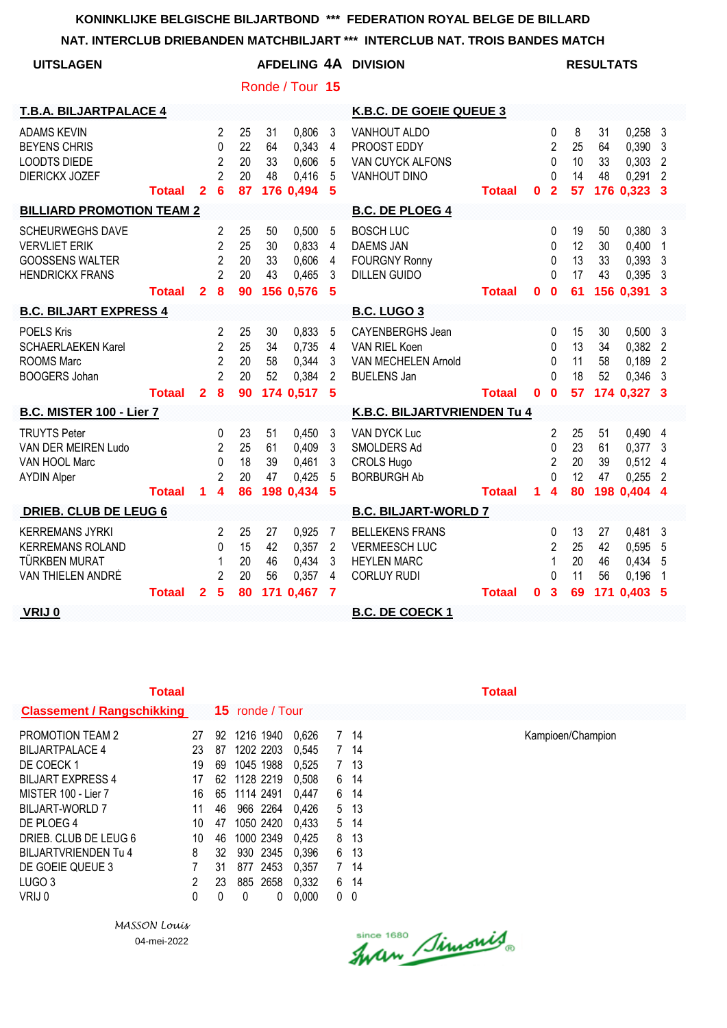KONINKLIJKE BELGISCHE BILJARTBOND *** FEDERATION ROYAL BELGE DE BILLARD

NAT. INTERCLUB DRIEBANDEN MATCHBILJART *** INTERCLUB NAT. TROIS BANDES MATCH

**UITSLAGEN** — **AFDELING 4A DIVISION** — **RESULTATS**

Ronde / Tour **15**

| **T.B.A. BILJARTPALACE 4** | | | | | | | | **K.B.C. DE GOEIE QUEUE 3** | | | | | | | |
|---|---|---|---|---|---|---|---|---|---|---|---|---|---|---|---|
| ADAMS KEVIN | | 2 | 25 | 31 | 0,806 | 3 | | VANHOUT ALDO | | 0 | 8 | 31 | 0,258 | 3 | |
| BEYENS CHRIS | | 0 | 22 | 64 | 0,343 | 4 | | PROOST EDDY | | 2 | 25 | 64 | 0,390 | 3 | |
| LOODTS DIEDE | | 2 | 20 | 33 | 0,606 | 5 | | VAN CUYCK ALFONS | | 0 | 10 | 33 | 0,303 | 2 | |
| DIERICKX JOZEF | | 2 | 20 | 48 | 0,416 | 5 | | VANHOUT DINO | | 0 | 14 | 48 | 0,291 | 2 | |
| **Totaal** | **2** | **6** | **87** | **176** | **0,494** | **5** | | **Totaal** | **0** | **2** | **57** | **176** | **0,323** | **3** | |

| **BILLIARD PROMOTION TEAM 2** | | | | | | | | **B.C. DE PLOEG 4** | | | | | | | |
|---|---|---|---|---|---|---|---|---|---|---|---|---|---|---|---|
| SCHEURWEGHS DAVE | | 2 | 25 | 50 | 0,500 | 5 | | BOSCH LUC | | 0 | 19 | 50 | 0,380 | 3 | |
| VERVLIET ERIK | | 2 | 25 | 30 | 0,833 | 4 | | DAEMS JAN | | 0 | 12 | 30 | 0,400 | 1 | |
| GOOSSENS WALTER | | 2 | 20 | 33 | 0,606 | 4 | | FOURGNY Ronny | | 0 | 13 | 33 | 0,393 | 3 | |
| HENDRICKX FRANS | | 2 | 20 | 43 | 0,465 | 3 | | DILLEN GUIDO | | 0 | 17 | 43 | 0,395 | 3 | |
| **Totaal** | **2** | **8** | **90** | **156** | **0,576** | **5** | | **Totaal** | **0** | **0** | **61** | **156** | **0,391** | **3** | |

| **B.C. BILJART EXPRESS 4** | | | | | | | | **B.C. LUGO 3** | | | | | | | |
|---|---|---|---|---|---|---|---|---|---|---|---|---|---|---|---|
| POELS Kris | | 2 | 25 | 30 | 0,833 | 5 | | CAYENBERGHS Jean | | 0 | 15 | 30 | 0,500 | 3 | |
| SCHAERLAEKEN Karel | | 2 | 25 | 34 | 0,735 | 4 | | VAN RIEL Koen | | 0 | 13 | 34 | 0,382 | 2 | |
| ROOMS Marc | | 2 | 20 | 58 | 0,344 | 3 | | VAN MECHELEN Arnold | | 0 | 11 | 58 | 0,189 | 2 | |
| BOOGERS Johan | | 2 | 20 | 52 | 0,384 | 2 | | BUELENS Jan | | 0 | 18 | 52 | 0,346 | 3 | |
| **Totaal** | **2** | **8** | **90** | **174** | **0,517** | **5** | | **Totaal** | **0** | **0** | **57** | **174** | **0,327** | **3** | |

| **B.C. MISTER 100 - Lier 7** | | | | | | | | **K.B.C. BILJARTVRIENDEN Tu 4** | | | | | | | |
|---|---|---|---|---|---|---|---|---|---|---|---|---|---|---|---|
| TRUYTS Peter | | 0 | 23 | 51 | 0,450 | 3 | | VAN DYCK Luc | | 2 | 25 | 51 | 0,490 | 4 | |
| VAN DER MEIREN Ludo | | 2 | 25 | 61 | 0,409 | 3 | | SMOLDERS Ad | | 0 | 23 | 61 | 0,377 | 3 | |
| VAN HOOL Marc | | 0 | 18 | 39 | 0,461 | 3 | | CROLS Hugo | | 2 | 20 | 39 | 0,512 | 4 | |
| AYDIN Alper | | 2 | 20 | 47 | 0,425 | 5 | | BORBURGH Ab | | 0 | 12 | 47 | 0,255 | 2 | |
| **Totaal** | **1** | **4** | **86** | **198** | **0,434** | **5** | | **Totaal** | **1** | **4** | **80** | **198** | **0,404** | **4** | |

| **DRIEB. CLUB DE LEUG 6** | | | | | | | | **B.C. BILJART-WORLD 7** | | | | | | | |
|---|---|---|---|---|---|---|---|---|---|---|---|---|---|---|---|
| KERREMANS JYRKI | | 2 | 25 | 27 | 0,925 | 7 | | BELLEKENS FRANS | | 0 | 13 | 27 | 0,481 | 3 | |
| KERREMANS ROLAND | | 0 | 15 | 42 | 0,357 | 2 | | VERMEESCH LUC | | 2 | 25 | 42 | 0,595 | 5 | |
| TÜRKBEN MURAT | | 1 | 20 | 46 | 0,434 | 3 | | HEYLEN MARC | | 1 | 20 | 46 | 0,434 | 5 | |
| VAN THIELEN ANDRÉ | | 2 | 20 | 56 | 0,357 | 4 | | CORLUY RUDI | | 0 | 11 | 56 | 0,196 | 1 | |
| **Totaal** | **2** | **5** | **80** | **171** | **0,467** | **7** | | **Totaal** | **0** | **3** | **69** | **171** | **0,403** | **5** | |

**VRIJ 0** — **B.C. DE COECK 1**

**Totaal** — **Totaal**

**Classement / Rangschikking** — **15** ronde / Tour

| | | | | | | | |
|---|---|---|---|---|---|---|---|
| PROMOTION TEAM 2 | 27 | 92 | 1216 | 1940 | 0,626 | 7 | 14 |
| BILJARTPALACE 4 | 23 | 87 | 1202 | 2203 | 0,545 | 7 | 14 |
| DE COECK 1 | 19 | 69 | 1045 | 1988 | 0,525 | 7 | 13 |
| BILJART EXPRESS 4 | 17 | 62 | 1128 | 2219 | 0,508 | 6 | 14 |
| MISTER 100 - Lier 7 | 16 | 65 | 1114 | 2491 | 0,447 | 6 | 14 |
| BILJART-WORLD 7 | 11 | 46 | 966 | 2264 | 0,426 | 5 | 13 |
| DE PLOEG 4 | 10 | 47 | 1050 | 2420 | 0,433 | 5 | 14 |
| DRIEB. CLUB DE LEUG 6 | 10 | 46 | 1000 | 2349 | 0,425 | 8 | 13 |
| BILJARTVRIENDEN Tu 4 | 8 | 32 | 930 | 2345 | 0,396 | 6 | 13 |
| DE GOEIE QUEUE 3 | 7 | 31 | 877 | 2453 | 0,357 | 7 | 14 |
| LUGO 3 | 2 | 23 | 885 | 2658 | 0,332 | 6 | 14 |
| VRIJ 0 | 0 | 0 | 0 | 0 | 0,000 | 0 | 0 |

Kampioen/Champion

*MASSON Louis*

04-mei-2022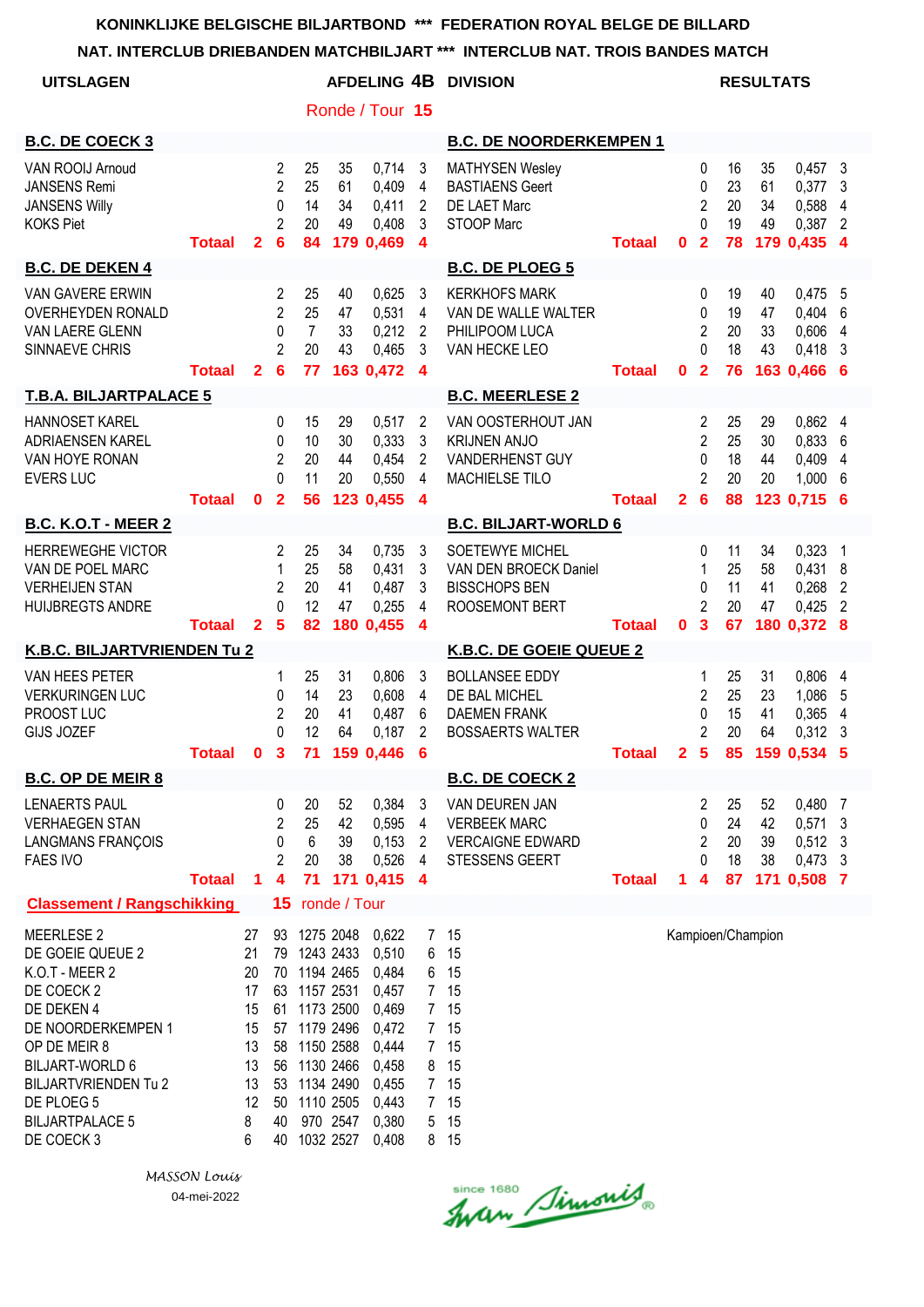KONINKLIJKE BELGISCHE BILJARTBOND *** FEDERATION ROYAL BELGE DE BILLARD

NAT. INTERCLUB DRIEBANDEN MATCHBILJART *** INTERCLUB NAT. TROIS BANDES MATCH

**UITSLAGEN** — **AFDELING 4B DIVISION** — **RESULTATS**

Ronde / Tour **15**

| B.C. DE COECK 3 | | | | | | | | B.C. DE NOORDERKEMPEN 1 | | | | | | | |
|---|---|---|---|---|---|---|---|---|---|---|---|---|---|---|---|
| VAN ROOIJ Arnoud | | 2 | 25 | 35 | 0,714 | 3 | | MATHYSEN Wesley | | 0 | 16 | 35 | 0,457 | 3 |
| JANSENS Remi | | 2 | 25 | 61 | 0,409 | 4 | | BASTIAENS Geert | | 0 | 23 | 61 | 0,377 | 3 |
| JANSENS Willy | | 0 | 14 | 34 | 0,411 | 2 | | DE LAET Marc | | 2 | 20 | 34 | 0,588 | 4 |
| KOKS Piet | | 2 | 20 | 49 | 0,408 | 3 | | STOOP Marc | | 0 | 19 | 49 | 0,387 | 2 |
| **Totaal** | **2** | **6** | **84** | **179** | **0,469** | **4** | | **Totaal** | **0** | **2** | **78** | **179** | **0,435** | **4** |

| B.C. DE DEKEN 4 | | | | | | | | B.C. DE PLOEG 5 | | | | | | | |
|---|---|---|---|---|---|---|---|---|---|---|---|---|---|---|---|
| VAN GAVERE ERWIN | | 2 | 25 | 40 | 0,625 | 3 | | KERKHOFS MARK | | 0 | 19 | 40 | 0,475 | 5 |
| OVERHEYDEN RONALD | | 2 | 25 | 47 | 0,531 | 4 | | VAN DE WALLE WALTER | | 0 | 19 | 47 | 0,404 | 6 |
| VAN LAERE GLENN | | 0 | 7 | 33 | 0,212 | 2 | | PHILIPOOM LUCA | | 2 | 20 | 33 | 0,606 | 4 |
| SINNAEVE CHRIS | | 2 | 20 | 43 | 0,465 | 3 | | VAN HECKE LEO | | 0 | 18 | 43 | 0,418 | 3 |
| **Totaal** | **2** | **6** | **77** | **163** | **0,472** | **4** | | **Totaal** | **0** | **2** | **76** | **163** | **0,466** | **6** |

| T.B.A. BILJARTPALACE 5 | | | | | | | | B.C. MEERLESE 2 | | | | | | | |
|---|---|---|---|---|---|---|---|---|---|---|---|---|---|---|---|
| HANNOSET KAREL | | 0 | 15 | 29 | 0,517 | 2 | | VAN OOSTERHOUT JAN | | 2 | 25 | 29 | 0,862 | 4 |
| ADRIAENSEN KAREL | | 0 | 10 | 30 | 0,333 | 3 | | KRIJNEN ANJO | | 2 | 25 | 30 | 0,833 | 6 |
| VAN HOYE RONAN | | 2 | 20 | 44 | 0,454 | 2 | | VANDERHENST GUY | | 0 | 18 | 44 | 0,409 | 4 |
| EVERS LUC | | 0 | 11 | 20 | 0,550 | 4 | | MACHIELSE TILO | | 2 | 20 | 20 | 1,000 | 6 |
| **Totaal** | **0** | **2** | **56** | **123** | **0,455** | **4** | | **Totaal** | **2** | **6** | **88** | **123** | **0,715** | **6** |

| B.C. K.O.T - MEER 2 | | | | | | | | B.C. BILJART-WORLD 6 | | | | | | | |
|---|---|---|---|---|---|---|---|---|---|---|---|---|---|---|---|
| HERREWEGHE VICTOR | | 2 | 25 | 34 | 0,735 | 3 | | SOETEWYE MICHEL | | 0 | 11 | 34 | 0,323 | 1 |
| VAN DE POEL MARC | | 1 | 25 | 58 | 0,431 | 3 | | VAN DEN BROECK Daniel | | 1 | 25 | 58 | 0,431 | 8 |
| VERHEIJEN STAN | | 2 | 20 | 41 | 0,487 | 3 | | BISSCHOPS BEN | | 0 | 11 | 41 | 0,268 | 2 |
| HUIJBREGTS ANDRE | | 0 | 12 | 47 | 0,255 | 4 | | ROOSEMONT BERT | | 2 | 20 | 47 | 0,425 | 2 |
| **Totaal** | **2** | **5** | **82** | **180** | **0,455** | **4** | | **Totaal** | **0** | **3** | **67** | **180** | **0,372** | **8** |

| K.B.C. BILJARTVRIENDEN Tu 2 | | | | | | | | K.B.C. DE GOEIE QUEUE 2 | | | | | | | |
|---|---|---|---|---|---|---|---|---|---|---|---|---|---|---|---|
| VAN HEES PETER | | 1 | 25 | 31 | 0,806 | 3 | | BOLLANSEE EDDY | | 1 | 25 | 31 | 0,806 | 4 |
| VERKURINGEN LUC | | 0 | 14 | 23 | 0,608 | 4 | | DE BAL MICHEL | | 2 | 25 | 23 | 1,086 | 5 |
| PROOST LUC | | 2 | 20 | 41 | 0,487 | 6 | | DAEMEN FRANK | | 0 | 15 | 41 | 0,365 | 4 |
| GIJS JOZEF | | 0 | 12 | 64 | 0,187 | 2 | | BOSSAERTS WALTER | | 2 | 20 | 64 | 0,312 | 3 |
| **Totaal** | **0** | **3** | **71** | **159** | **0,446** | **6** | | **Totaal** | **2** | **5** | **85** | **159** | **0,534** | **5** |

| B.C. OP DE MEIR 8 | | | | | | | | B.C. DE COECK 2 | | | | | | | |
|---|---|---|---|---|---|---|---|---|---|---|---|---|---|---|---|
| LENAERTS PAUL | | 0 | 20 | 52 | 0,384 | 3 | | VAN DEUREN JAN | | 2 | 25 | 52 | 0,480 | 7 |
| VERHAEGEN STAN | | 2 | 25 | 42 | 0,595 | 4 | | VERBEEK MARC | | 0 | 24 | 42 | 0,571 | 3 |
| LANGMANS FRANÇOIS | | 0 | 6 | 39 | 0,153 | 2 | | VERCAIGNE EDWARD | | 2 | 20 | 39 | 0,512 | 3 |
| FAES IVO | | 2 | 20 | 38 | 0,526 | 4 | | STESSENS GEERT | | 0 | 18 | 38 | 0,473 | 3 |
| **Totaal** | **1** | **4** | **71** | **171** | **0,415** | **4** | | **Totaal** | **1** | **4** | **87** | **171** | **0,508** | **7** |

**Classement / Rangschikking** — **15** ronde / Tour

| | | | | | | | | |
|---|---|---|---|---|---|---|---|---|
| MEERLESE 2 | 27 | 93 | 1275 | 2048 | 0,622 | 7 | 15 | Kampioen/Champion |
| DE GOEIE QUEUE 2 | 21 | 79 | 1243 | 2433 | 0,510 | 6 | 15 | |
| K.O.T - MEER 2 | 20 | 70 | 1194 | 2465 | 0,484 | 6 | 15 | |
| DE COECK 2 | 17 | 63 | 1157 | 2531 | 0,457 | 7 | 15 | |
| DE DEKEN 4 | 15 | 61 | 1173 | 2500 | 0,469 | 7 | 15 | |
| DE NOORDERKEMPEN 1 | 15 | 57 | 1179 | 2496 | 0,472 | 7 | 15 | |
| OP DE MEIR 8 | 13 | 58 | 1150 | 2588 | 0,444 | 7 | 15 | |
| BILJART-WORLD 6 | 13 | 56 | 1130 | 2466 | 0,458 | 8 | 15 | |
| BILJARTVRIENDEN Tu 2 | 13 | 53 | 1134 | 2490 | 0,455 | 7 | 15 | |
| DE PLOEG 5 | 12 | 50 | 1110 | 2505 | 0,443 | 7 | 15 | |
| BILJARTPALACE 5 | 8 | 40 | 970 | 2547 | 0,380 | 5 | 15 | |
| DE COECK 3 | 6 | 40 | 1032 | 2527 | 0,408 | 8 | 15 | |

*MASSON Louis*

04-mei-2022

since 1680 Iwan Simonis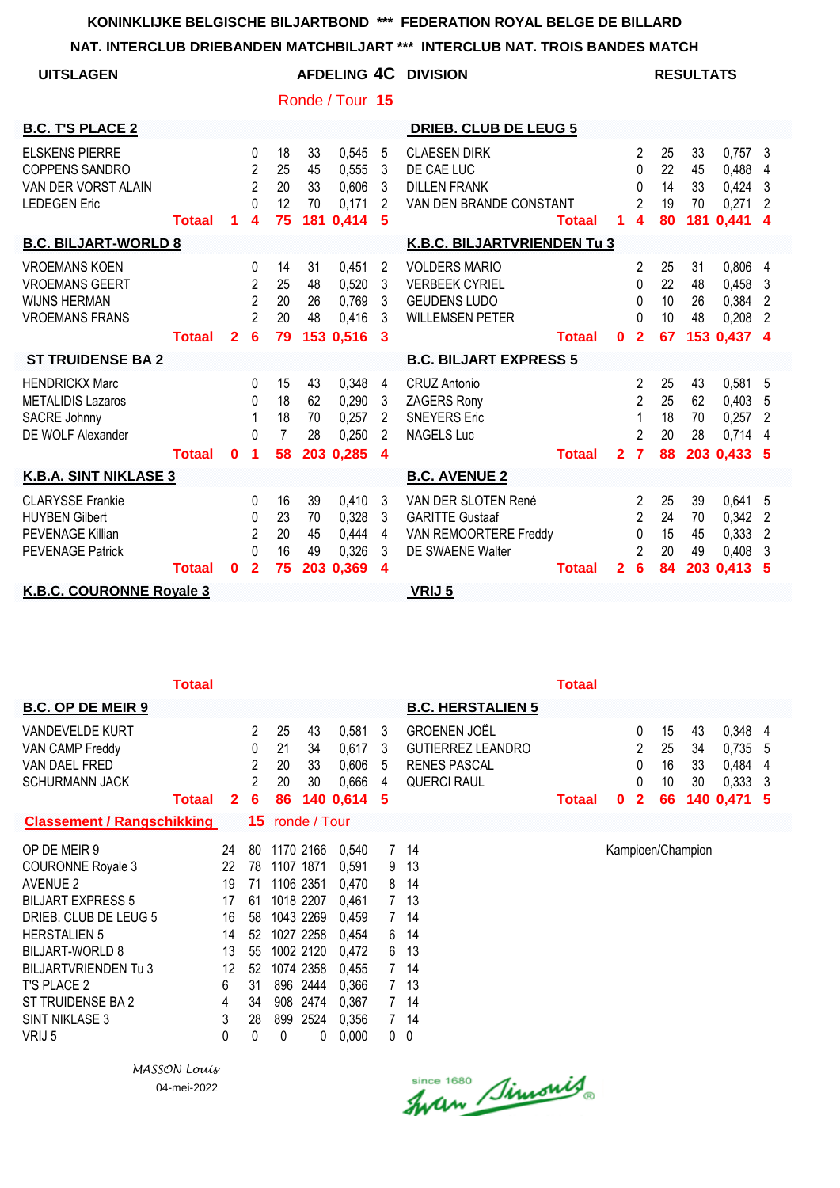**KONINKLIJKE BELGISCHE BILJARTBOND \*\*\* FEDERATION ROYAL BELGE DE BILLARD**

**NAT. INTERCLUB DRIEBANDEN MATCHBILJART \*\*\* INTERCLUB NAT. TROIS BANDES MATCH**

**UITSLAGEN** — **AFDELING 4C DIVISION** — **RESULTATS**

Ronde / Tour **15**

| B.C. T'S PLACE 2 | | | | | | | | DRIEB. CLUB DE LEUG 5 | | | | | | | |
|---|---|---|---|---|---|---|---|---|---|---|---|---|---|---|---|
| ELSKENS PIERRE | | 0 | 18 | 33 | 0,545 | 5 | | CLAESEN DIRK | | 2 | 25 | 33 | 0,757 | 3 | |
| COPPENS SANDRO | | 2 | 25 | 45 | 0,555 | 3 | | DE CAE LUC | | 0 | 22 | 45 | 0,488 | 4 | |
| VAN DER VORST ALAIN | | 2 | 20 | 33 | 0,606 | 3 | | DILLEN FRANK | | 0 | 14 | 33 | 0,424 | 3 | |
| LEDEGEN Eric | | 0 | 12 | 70 | 0,171 | 2 | | VAN DEN BRANDE CONSTANT | | 2 | 19 | 70 | 0,271 | 2 | |
| **Totaal** | **1** | **4** | **75** | **181** | **0,414** | **5** | | **Totaal** | **1** | **4** | **80** | **181** | **0,441** | **4** | |

| B.C. BILJART-WORLD 8 | | | | | | | | K.B.C. BILJARTVRIENDEN Tu 3 | | | | | | | |
|---|---|---|---|---|---|---|---|---|---|---|---|---|---|---|---|
| VROEMANS KOEN | | 0 | 14 | 31 | 0,451 | 2 | | VOLDERS MARIO | | 2 | 25 | 31 | 0,806 | 4 | |
| VROEMANS GEERT | | 2 | 25 | 48 | 0,520 | 3 | | VERBEEK CYRIEL | | 0 | 22 | 48 | 0,458 | 3 | |
| WIJNS HERMAN | | 2 | 20 | 26 | 0,769 | 3 | | GEUDENS LUDO | | 0 | 10 | 26 | 0,384 | 2 | |
| VROEMANS FRANS | | 2 | 20 | 48 | 0,416 | 3 | | WILLEMSEN PETER | | 0 | 10 | 48 | 0,208 | 2 | |
| **Totaal** | **2** | **6** | **79** | **153** | **0,516** | **3** | | **Totaal** | **0** | **2** | **67** | **153** | **0,437** | **4** | |

| ST TRUIDENSE BA 2 | | | | | | | | B.C. BILJART EXPRESS 5 | | | | | | | |
|---|---|---|---|---|---|---|---|---|---|---|---|---|---|---|---|
| HENDRICKX Marc | | 0 | 15 | 43 | 0,348 | 4 | | CRUZ Antonio | | 2 | 25 | 43 | 0,581 | 5 | |
| METALIDIS Lazaros | | 0 | 18 | 62 | 0,290 | 3 | | ZAGERS Rony | | 2 | 25 | 62 | 0,403 | 5 | |
| SACRE Johnny | | 1 | 18 | 70 | 0,257 | 2 | | SNEYERS Eric | | 1 | 18 | 70 | 0,257 | 2 | |
| DE WOLF Alexander | | 0 | 7 | 28 | 0,250 | 2 | | NAGELS Luc | | 2 | 20 | 28 | 0,714 | 4 | |
| **Totaal** | **0** | **1** | **58** | **203** | **0,285** | **4** | | **Totaal** | **2** | **7** | **88** | **203** | **0,433** | **5** | |

| K.B.A. SINT NIKLASE 3 | | | | | | | | B.C. AVENUE 2 | | | | | | | |
|---|---|---|---|---|---|---|---|---|---|---|---|---|---|---|---|
| CLARYSSE Frankie | | 0 | 16 | 39 | 0,410 | 3 | | VAN DER SLOTEN René | | 2 | 25 | 39 | 0,641 | 5 | |
| HUYBEN Gilbert | | 0 | 23 | 70 | 0,328 | 3 | | GARITTE Gustaaf | | 2 | 24 | 70 | 0,342 | 2 | |
| PEVENAGE Killian | | 2 | 20 | 45 | 0,444 | 4 | | VAN REMOORTERE Freddy | | 0 | 15 | 45 | 0,333 | 2 | |
| PEVENAGE Patrick | | 0 | 16 | 49 | 0,326 | 3 | | DE SWAENE Walter | | 2 | 20 | 49 | 0,408 | 3 | |
| **Totaal** | **0** | **2** | **75** | **203** | **0,369** | **4** | | **Totaal** | **2** | **6** | **84** | **203** | **0,413** | **5** | |

| K.B.C. COURONNE Royale 3 | | | | | | | | VRIJ 5 | | | | | | | |
|---|---|---|---|---|---|---|---|---|---|---|---|---|---|---|---|
| **Totaal** | | | | | | | | **Totaal** | | | | | | | |

| B.C. OP DE MEIR 9 | | | | | | | | B.C. HERSTALIEN 5 | | | | | | | |
|---|---|---|---|---|---|---|---|---|---|---|---|---|---|---|---|
| VANDEVELDE KURT | | 2 | 25 | 43 | 0,581 | 3 | | GROENEN JOËL | | 0 | 15 | 43 | 0,348 | 4 | |
| VAN CAMP Freddy | | 0 | 21 | 34 | 0,617 | 3 | | GUTIERREZ LEANDRO | | 2 | 25 | 34 | 0,735 | 5 | |
| VAN DAEL FRED | | 2 | 20 | 33 | 0,606 | 5 | | RENES PASCAL | | 0 | 16 | 33 | 0,484 | 4 | |
| SCHURMANN JACK | | 2 | 20 | 30 | 0,666 | 4 | | QUERCI RAUL | | 0 | 10 | 30 | 0,333 | 3 | |
| **Totaal** | **2** | **6** | **86** | **140** | **0,614** | **5** | | **Totaal** | **0** | **2** | **66** | **140** | **0,471** | **5** | |

**Classement / Rangschikking** — **15** ronde / Tour

| Club | | | | | | | | |
|---|---|---|---|---|---|---|---|---|
| OP DE MEIR 9 | 24 | 80 | 1170 | 2166 | 0,540 | 7 | 14 | Kampioen/Champion |
| COURONNE Royale 3 | 22 | 78 | 1107 | 1871 | 0,591 | 9 | 13 | |
| AVENUE 2 | 19 | 71 | 1106 | 2351 | 0,470 | 8 | 14 | |
| BILJART EXPRESS 5 | 17 | 61 | 1018 | 2207 | 0,461 | 7 | 13 | |
| DRIEB. CLUB DE LEUG 5 | 16 | 58 | 1043 | 2269 | 0,459 | 7 | 14 | |
| HERSTALIEN 5 | 14 | 52 | 1027 | 2258 | 0,454 | 6 | 14 | |
| BILJART-WORLD 8 | 13 | 55 | 1002 | 2120 | 0,472 | 6 | 13 | |
| BILJARTVRIENDEN Tu 3 | 12 | 52 | 1074 | 2358 | 0,455 | 7 | 14 | |
| T'S PLACE 2 | 6 | 31 | 896 | 2444 | 0,366 | 7 | 13 | |
| ST TRUIDENSE BA 2 | 4 | 34 | 908 | 2474 | 0,367 | 7 | 14 | |
| SINT NIKLASE 3 | 3 | 28 | 899 | 2524 | 0,356 | 7 | 14 | |
| VRIJ 5 | 0 | 0 | 0 | 0 | 0,000 | 0 | 0 | |

*MASSON Louis*

04-mei-2022

since 1680 Ivan Simonis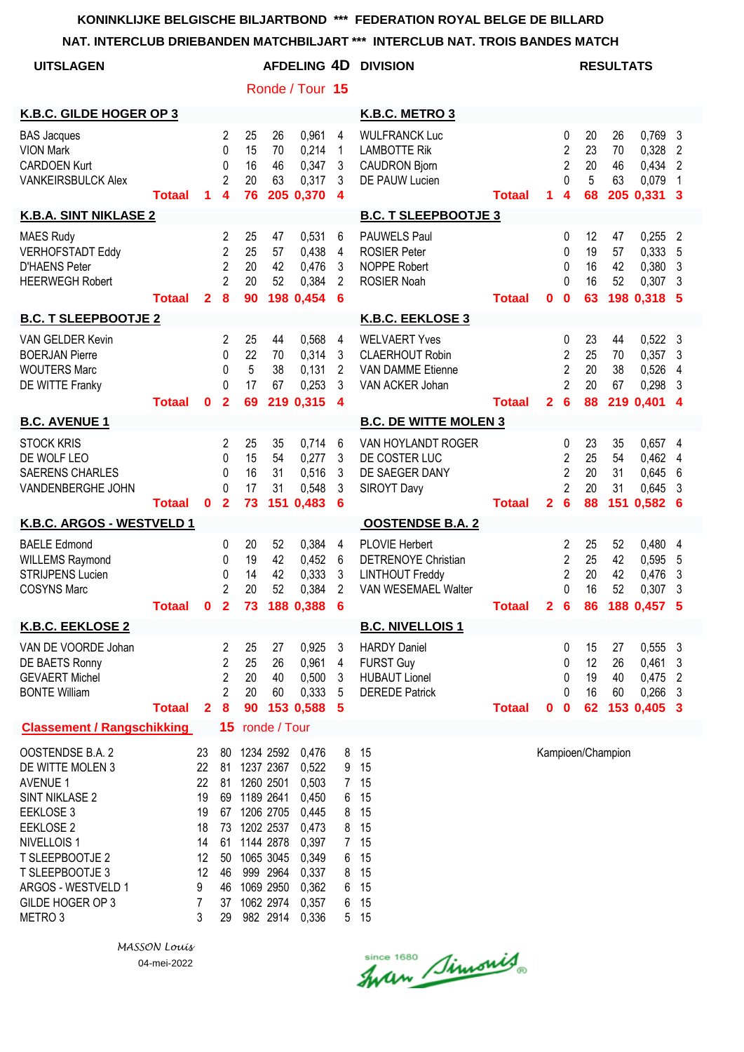KONINKLIJKE BELGISCHE BILJARTBOND *** FEDERATION ROYAL BELGE DE BILLARD

NAT. INTERCLUB DRIEBANDEN MATCHBILJART *** INTERCLUB NAT. TROIS BANDES MATCH

**UITSLAGEN** — **AFDELING 4D DIVISION** — **RESULTATS**

Ronde / Tour **15**

| K.B.C. GILDE HOGER OP 3 | | | | | | | K.B.C. METRO 3 | | | | | | |
|---|---|---|---|---|---|---|---|---|---|---|---|---|---|
| BAS Jacques | 2 | 25 | 26 | 0,961 | 4 | | WULFRANCK Luc | 0 | 20 | 26 | 0,769 | 3 | |
| VION Mark | 0 | 15 | 70 | 0,214 | 1 | | LAMBOTTE Rik | 2 | 23 | 70 | 0,328 | 2 | |
| CARDOEN Kurt | 0 | 16 | 46 | 0,347 | 3 | | CAUDRON Bjorn | 2 | 20 | 46 | 0,434 | 2 | |
| VANKEIRSBULCK Alex | 2 | 20 | 63 | 0,317 | 3 | | DE PAUW Lucien | 0 | 5 | 63 | 0,079 | 1 | |
| **Totaal** | **1** | **4** | **76** | **205** | **0,370** | **4** | **Totaal** | **1** | **4** | **68** | **205** | **0,331** | **3** |

| K.B.A. SINT NIKLASE 2 | | | | | | | B.C. T SLEEPBOOTJE 3 | | | | | | |
|---|---|---|---|---|---|---|---|---|---|---|---|---|---|
| MAES Rudy | 2 | 25 | 47 | 0,531 | 6 | | PAUWELS Paul | 0 | 12 | 47 | 0,255 | 2 | |
| VERHOFSTADT Eddy | 2 | 25 | 57 | 0,438 | 4 | | ROSIER Peter | 0 | 19 | 57 | 0,333 | 5 | |
| D'HAENS Peter | 2 | 20 | 42 | 0,476 | 3 | | NOPPE Robert | 0 | 16 | 42 | 0,380 | 3 | |
| HEERWEGH Robert | 2 | 20 | 52 | 0,384 | 2 | | ROSIER Noah | 0 | 16 | 52 | 0,307 | 3 | |
| **Totaal** | **2** | **8** | **90** | **198** | **0,454** | **6** | **Totaal** | **0** | **0** | **63** | **198** | **0,318** | **5** |

| B.C. T SLEEPBOOTJE 2 | | | | | | | K.B.C. EEKLOSE 3 | | | | | | |
|---|---|---|---|---|---|---|---|---|---|---|---|---|---|
| VAN GELDER Kevin | 2 | 25 | 44 | 0,568 | 4 | | WELVAERT Yves | 0 | 23 | 44 | 0,522 | 3 | |
| BOERJAN Pierre | 0 | 22 | 70 | 0,314 | 3 | | CLAERHOUT Robin | 2 | 25 | 70 | 0,357 | 3 | |
| WOUTERS Marc | 0 | 5 | 38 | 0,131 | 2 | | VAN DAMME Etienne | 2 | 20 | 38 | 0,526 | 4 | |
| DE WITTE Franky | 0 | 17 | 67 | 0,253 | 3 | | VAN ACKER Johan | 2 | 20 | 67 | 0,298 | 3 | |
| **Totaal** | **0** | **2** | **69** | **219** | **0,315** | **4** | **Totaal** | **2** | **6** | **88** | **219** | **0,401** | **4** |

| B.C. AVENUE 1 | | | | | | | B.C. DE WITTE MOLEN 3 | | | | | | |
|---|---|---|---|---|---|---|---|---|---|---|---|---|---|
| STOCK KRIS | 2 | 25 | 35 | 0,714 | 6 | | VAN HOYLANDT ROGER | 0 | 23 | 35 | 0,657 | 4 | |
| DE WOLF LEO | 0 | 15 | 54 | 0,277 | 3 | | DE COSTER LUC | 2 | 25 | 54 | 0,462 | 4 | |
| SAERENS CHARLES | 0 | 16 | 31 | 0,516 | 3 | | DE SAEGER DANY | 2 | 20 | 31 | 0,645 | 6 | |
| VANDENBERGHE JOHN | 0 | 17 | 31 | 0,548 | 3 | | SIROYT Davy | 2 | 20 | 31 | 0,645 | 3 | |
| **Totaal** | **0** | **2** | **73** | **151** | **0,483** | **6** | **Totaal** | **2** | **6** | **88** | **151** | **0,582** | **6** |

| K.B.C. ARGOS - WESTVELD 1 | | | | | | | OOSTENDSE B.A. 2 | | | | | | |
|---|---|---|---|---|---|---|---|---|---|---|---|---|---|
| BAELE Edmond | 0 | 20 | 52 | 0,384 | 4 | | PLOVIE Herbert | 2 | 25 | 52 | 0,480 | 4 | |
| WILLEMS Raymond | 0 | 19 | 42 | 0,452 | 6 | | DETRENOYE Christian | 2 | 25 | 42 | 0,595 | 5 | |
| STRIJPENS Lucien | 0 | 14 | 42 | 0,333 | 3 | | LINTHOUT Freddy | 2 | 20 | 42 | 0,476 | 3 | |
| COSYNS Marc | 2 | 20 | 52 | 0,384 | 2 | | VAN WESEMAEL Walter | 0 | 16 | 52 | 0,307 | 3 | |
| **Totaal** | **0** | **2** | **73** | **188** | **0,388** | **6** | **Totaal** | **2** | **6** | **86** | **188** | **0,457** | **5** |

| K.B.C. EEKLOSE 2 | | | | | | | B.C. NIVELLOIS 1 | | | | | | |
|---|---|---|---|---|---|---|---|---|---|---|---|---|---|
| VAN DE VOORDE Johan | 2 | 25 | 27 | 0,925 | 3 | | HARDY Daniel | 0 | 15 | 27 | 0,555 | 3 | |
| DE BAETS Ronny | 2 | 25 | 26 | 0,961 | 4 | | FURST Guy | 0 | 12 | 26 | 0,461 | 3 | |
| GEVAERT Michel | 2 | 20 | 40 | 0,500 | 3 | | HUBAUT Lionel | 0 | 19 | 40 | 0,475 | 2 | |
| BONTE William | 2 | 20 | 60 | 0,333 | 5 | | DEREDE Patrick | 0 | 16 | 60 | 0,266 | 3 | |
| **Totaal** | **2** | **8** | **90** | **153** | **0,588** | **5** | **Totaal** | **0** | **0** | **62** | **153** | **0,405** | **3** |

**Classement / Rangschikking** — **15** ronde / Tour

| Ploeg | | | | | | | | |
|---|---|---|---|---|---|---|---|---|
| OOSTENDSE B.A. 2 | 23 | 80 | 1234 | 2592 | 0,476 | 8 | 15 | Kampioen/Champion |
| DE WITTE MOLEN 3 | 22 | 81 | 1237 | 2367 | 0,522 | 9 | 15 | |
| AVENUE 1 | 22 | 81 | 1260 | 2501 | 0,503 | 7 | 15 | |
| SINT NIKLASE 2 | 19 | 69 | 1189 | 2641 | 0,450 | 6 | 15 | |
| EEKLOSE 3 | 19 | 67 | 1206 | 2705 | 0,445 | 8 | 15 | |
| EEKLOSE 2 | 18 | 73 | 1202 | 2537 | 0,473 | 8 | 15 | |
| NIVELLOIS 1 | 14 | 61 | 1144 | 2878 | 0,397 | 7 | 15 | |
| T SLEEPBOOTJE 2 | 12 | 50 | 1065 | 3045 | 0,349 | 6 | 15 | |
| T SLEEPBOOTJE 3 | 12 | 46 | 999 | 2964 | 0,337 | 8 | 15 | |
| ARGOS - WESTVELD 1 | 9 | 46 | 1069 | 2950 | 0,362 | 6 | 15 | |
| GILDE HOGER OP 3 | 7 | 37 | 1062 | 2974 | 0,357 | 6 | 15 | |
| METRO 3 | 3 | 29 | 982 | 2914 | 0,336 | 5 | 15 | |

*MASSON Louis*
04-mei-2022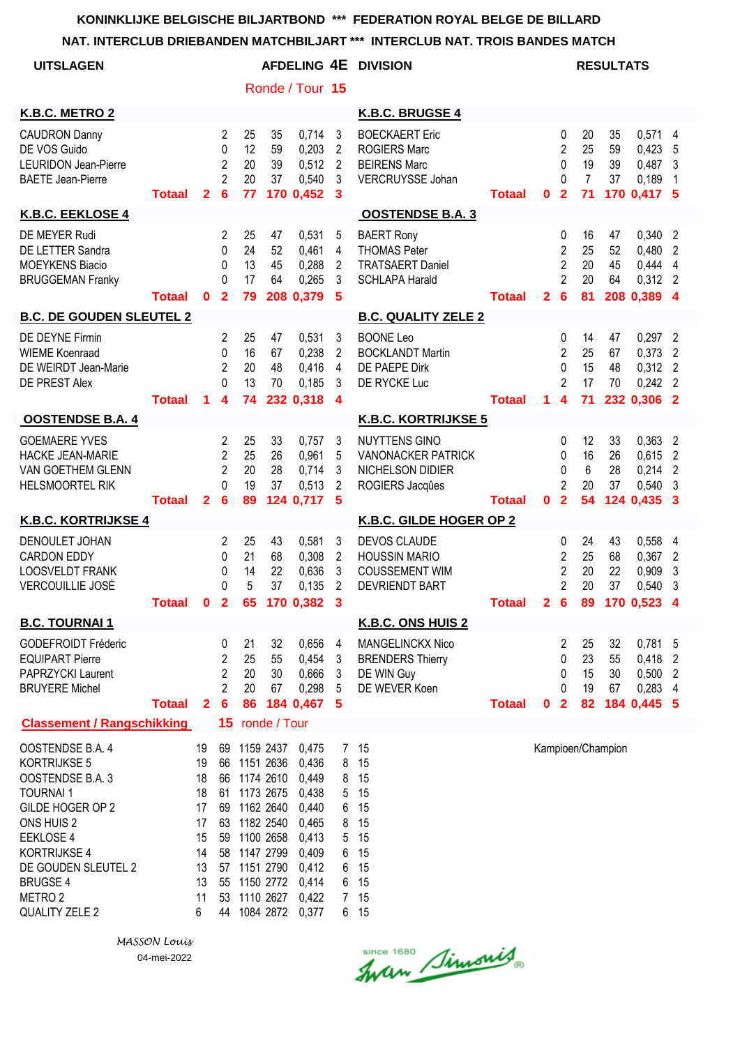**KONINKLIJKE BELGISCHE BILJARTBOND \*\*\* FEDERATION ROYAL BELGE DE BILLARD**

**NAT. INTERCLUB DRIEBANDEN MATCHBILJART \*\*\* INTERCLUB NAT. TROIS BANDES MATCH**

**UITSLAGEN** — **AFDELING 4E DIVISION** — **RESULTATS**

## Ronde / Tour 15

| K.B.C. METRO 2 | | | | | | | K.B.C. BRUGGE 4 | | | | | | |
|---|---|---|---|---|---|---|---|---|---|---|---|---|---|
| CAUDRON Danny | | 2 | 25 | 35 | 0,714 | 3 | BOECKAERT Eric | | 0 | 20 | 35 | 0,571 | 4 |
| DE VOS Guido | | 0 | 12 | 59 | 0,203 | 2 | ROGIERS Marc | | 2 | 25 | 59 | 0,423 | 5 |
| LEURIDON Jean-Pierre | | 2 | 20 | 39 | 0,512 | 2 | BEIRENS Marc | | 0 | 19 | 39 | 0,487 | 3 |
| BAETE Jean-Pierre | | 2 | 20 | 37 | 0,540 | 3 | VERCRUYSSE Johan | | 0 | 7 | 37 | 0,189 | 1 |
| **Totaal** | **2** | **6** | **77** | **170** | **0,452** | **3** | **Totaal** | **0** | **2** | **71** | **170** | **0,417** | **5** |

| K.B.C. EEKLOSE 4 | | | | | | | OOSTENDSE B.A. 3 | | | | | | |
|---|---|---|---|---|---|---|---|---|---|---|---|---|---|
| DE MEYER Rudi | | 2 | 25 | 47 | 0,531 | 5 | BAERT Rony | | 0 | 16 | 47 | 0,340 | 2 |
| DE LETTER Sandra | | 0 | 24 | 52 | 0,461 | 4 | THOMAS Peter | | 2 | 25 | 52 | 0,480 | 2 |
| MOEYKENS Biacio | | 0 | 13 | 45 | 0,288 | 2 | TRATSAERT Daniel | | 2 | 20 | 45 | 0,444 | 4 |
| BRUGGEMAN Franky | | 0 | 17 | 64 | 0,265 | 3 | SCHLAPA Harald | | 2 | 20 | 64 | 0,312 | 2 |
| **Totaal** | **0** | **2** | **79** | **208** | **0,379** | **5** | **Totaal** | **2** | **6** | **81** | **208** | **0,389** | **4** |

| B.C. DE GOUDEN SLEUTEL 2 | | | | | | | B.C. QUALITY ZELE 2 | | | | | | |
|---|---|---|---|---|---|---|---|---|---|---|---|---|---|
| DE DEYNE Firmin | | 2 | 25 | 47 | 0,531 | 3 | BOONE Leo | | 0 | 14 | 47 | 0,297 | 2 |
| WIEME Koenraad | | 0 | 16 | 67 | 0,238 | 2 | BOCKLANDT Martin | | 2 | 25 | 67 | 0,373 | 2 |
| DE WEIRDT Jean-Marie | | 2 | 20 | 48 | 0,416 | 4 | DE PAEPE Dirk | | 0 | 15 | 48 | 0,312 | 2 |
| DE PREST Alex | | 0 | 13 | 70 | 0,185 | 3 | DE RYCKE Luc | | 2 | 17 | 70 | 0,242 | 2 |
| **Totaal** | **1** | **4** | **74** | **232** | **0,318** | **4** | **Totaal** | **1** | **4** | **71** | **232** | **0,306** | **2** |

| OOSTENDSE B.A. 4 | | | | | | | K.B.C. KORTRIJKSE 5 | | | | | | |
|---|---|---|---|---|---|---|---|---|---|---|---|---|---|
| GOEMAERE YVES | | 2 | 25 | 33 | 0,757 | 3 | NUYTTENS GINO | | 0 | 12 | 33 | 0,363 | 2 |
| HACKE JEAN-MARIE | | 2 | 25 | 26 | 0,961 | 5 | VANONACKER PATRICK | | 0 | 16 | 26 | 0,615 | 2 |
| VAN GOETHEM GLENN | | 2 | 20 | 28 | 0,714 | 3 | NICHELSON DIDIER | | 0 | 6 | 28 | 0,214 | 2 |
| HELSMOORTEL RIK | | 0 | 19 | 37 | 0,513 | 2 | ROGIERS Jacqûes | | 2 | 20 | 37 | 0,540 | 3 |
| **Totaal** | **2** | **6** | **89** | **124** | **0,717** | **5** | **Totaal** | **0** | **2** | **54** | **124** | **0,435** | **3** |

| K.B.C. KORTRIJKSE 4 | | | | | | | K.B.C. GILDE HOGER OP 2 | | | | | | |
|---|---|---|---|---|---|---|---|---|---|---|---|---|---|
| DENOULET JOHAN | | 2 | 25 | 43 | 0,581 | 3 | DEVOS CLAUDE | | 0 | 24 | 43 | 0,558 | 4 |
| CARDON EDDY | | 0 | 21 | 68 | 0,308 | 2 | HOUSSIN MARIO | | 2 | 25 | 68 | 0,367 | 2 |
| LOOSVELDT FRANK | | 0 | 14 | 22 | 0,636 | 3 | COUSSEMENT WIM | | 2 | 20 | 22 | 0,909 | 3 |
| VERCOUILLIE JOSÉ | | 0 | 5 | 37 | 0,135 | 2 | DEVRIENDT BART | | 2 | 20 | 37 | 0,540 | 3 |
| **Totaal** | **0** | **2** | **65** | **170** | **0,382** | **3** | **Totaal** | **2** | **6** | **89** | **170** | **0,523** | **4** |

| B.C. TOURNAI 1 | | | | | | | K.B.C. ONS HUIS 2 | | | | | | |
|---|---|---|---|---|---|---|---|---|---|---|---|---|---|
| GODEFROIDT Fréderic | | 0 | 21 | 32 | 0,656 | 4 | MANGELINCKX Nico | | 2 | 25 | 32 | 0,781 | 5 |
| EQUIPART Pierre | | 2 | 25 | 55 | 0,454 | 3 | BRENDERS Thierry | | 0 | 23 | 55 | 0,418 | 2 |
| PAPRZYCKI Laurent | | 2 | 20 | 30 | 0,666 | 3 | DE WIN Guy | | 0 | 15 | 30 | 0,500 | 2 |
| BRUYERE Michel | | 2 | 20 | 67 | 0,298 | 5 | DE WEVER Koen | | 0 | 19 | 67 | 0,283 | 4 |
| **Totaal** | **2** | **6** | **86** | **184** | **0,467** | **5** | **Totaal** | **0** | **2** | **82** | **184** | **0,445** | **5** |

## Classement / Rangschikking — 15 ronde / Tour

| | | | | | | | | |
|---|---|---|---|---|---|---|---|---|
| OOSTENDSE B.A. 4 | 19 | 69 | 1159 | 2437 | 0,475 | 7 | 15 | Kampioen/Champion |
| KORTRIJKSE 5 | 19 | 66 | 1151 | 2636 | 0,436 | 8 | 15 | |
| OOSTENDSE B.A. 3 | 18 | 66 | 1174 | 2610 | 0,449 | 8 | 15 | |
| TOURNAI 1 | 18 | 61 | 1173 | 2675 | 0,438 | 5 | 15 | |
| GILDE HOGER OP 2 | 17 | 69 | 1162 | 2640 | 0,440 | 6 | 15 | |
| ONS HUIS 2 | 17 | 63 | 1182 | 2540 | 0,465 | 8 | 15 | |
| EEKLOSE 4 | 15 | 59 | 1100 | 2658 | 0,413 | 5 | 15 | |
| KORTRIJKSE 4 | 14 | 58 | 1147 | 2799 | 0,409 | 6 | 15 | |
| DE GOUDEN SLEUTEL 2 | 13 | 57 | 1151 | 2790 | 0,412 | 6 | 15 | |
| BRUGGE 4 | 13 | 55 | 1150 | 2772 | 0,414 | 6 | 15 | |
| METRO 2 | 11 | 53 | 1110 | 2627 | 0,422 | 7 | 15 | |
| QUALITY ZELE 2 | 6 | 44 | 1084 | 2872 | 0,377 | 6 | 15 | |

*MASSON Louis*
04-mei-2022

since 1680 Iwan Simonis®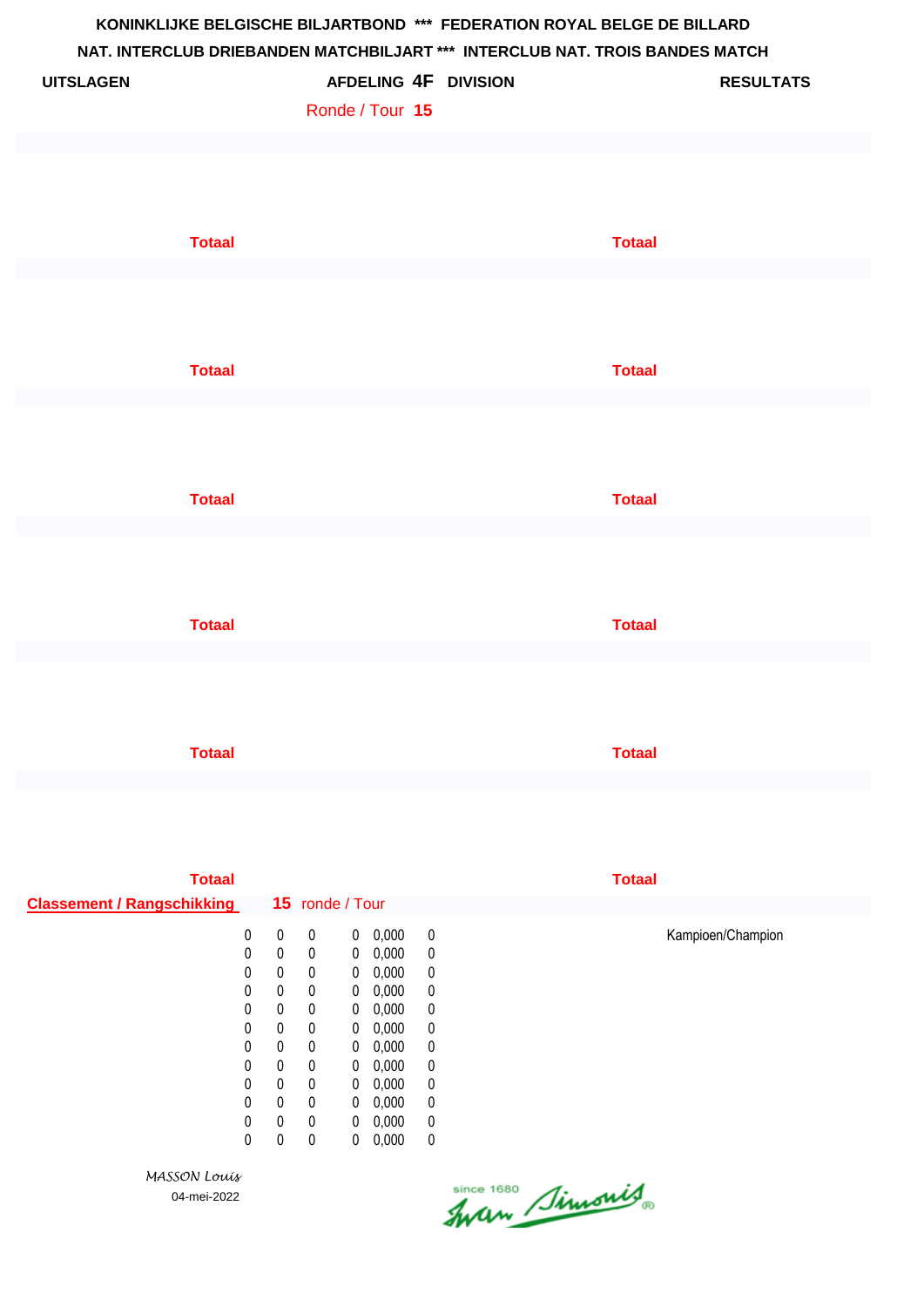**KONINKLIJKE BELGISCHE BILJARTBOND \*\*\* FEDERATION ROYAL BELGE DE BILLARD**

**NAT. INTERCLUB DRIEBANDEN MATCHBILJART \*\*\* INTERCLUB NAT. TROIS BANDES MATCH**

**UITSLAGEN** **AFDELING 4F DIVISION** **RESULTATS**

Ronde / Tour **15**

**Totaal** **Totaal**

**Totaal** **Totaal**

**Totaal** **Totaal**

**Totaal** **Totaal**

**Totaal** **Totaal**

**Totaal** **Totaal**

**Classement / Rangschikking** **15** ronde / Tour

| | | | | | | |
|---|---|---|---|---|---|---|
| 0 | 0 | 0 | 0 | 0,000 | 0 | Kampioen/Champion |
| 0 | 0 | 0 | 0 | 0,000 | 0 | |
| 0 | 0 | 0 | 0 | 0,000 | 0 | |
| 0 | 0 | 0 | 0 | 0,000 | 0 | |
| 0 | 0 | 0 | 0 | 0,000 | 0 | |
| 0 | 0 | 0 | 0 | 0,000 | 0 | |
| 0 | 0 | 0 | 0 | 0,000 | 0 | |
| 0 | 0 | 0 | 0 | 0,000 | 0 | |
| 0 | 0 | 0 | 0 | 0,000 | 0 | |
| 0 | 0 | 0 | 0 | 0,000 | 0 | |
| 0 | 0 | 0 | 0 | 0,000 | 0 | |
| 0 | 0 | 0 | 0 | 0,000 | 0 | |

*MASSON Louis*

04-mei-2022

since 1680 Iwan Simonis®